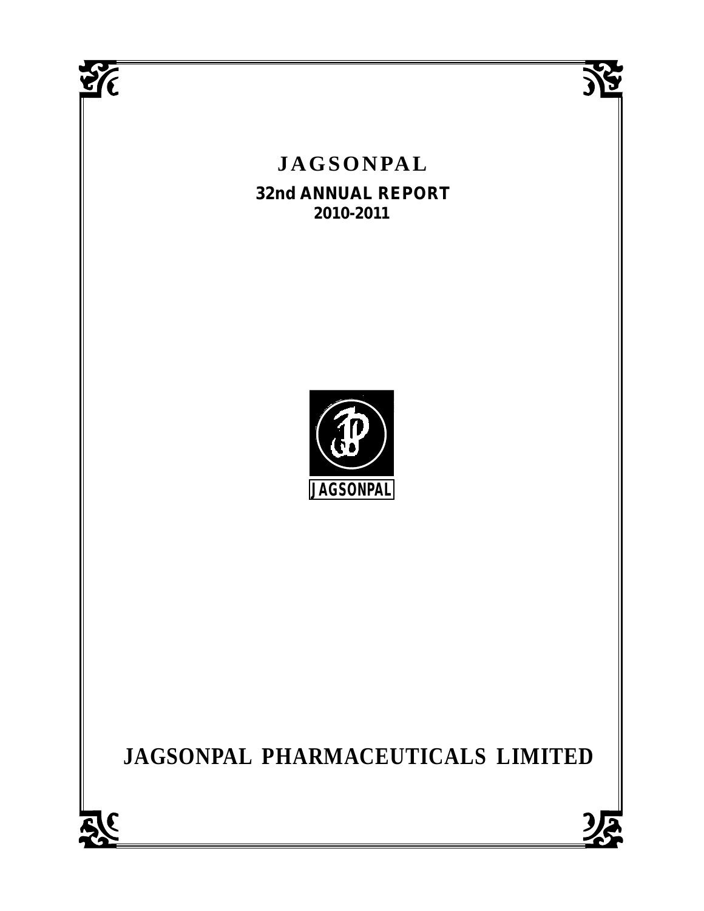# JAGSONPAL

## 32nd ANNUAL REPORT

### 2010-2011

JAGSONPAL

# JAGSONPAL PHARMACEUTICALS LIMITED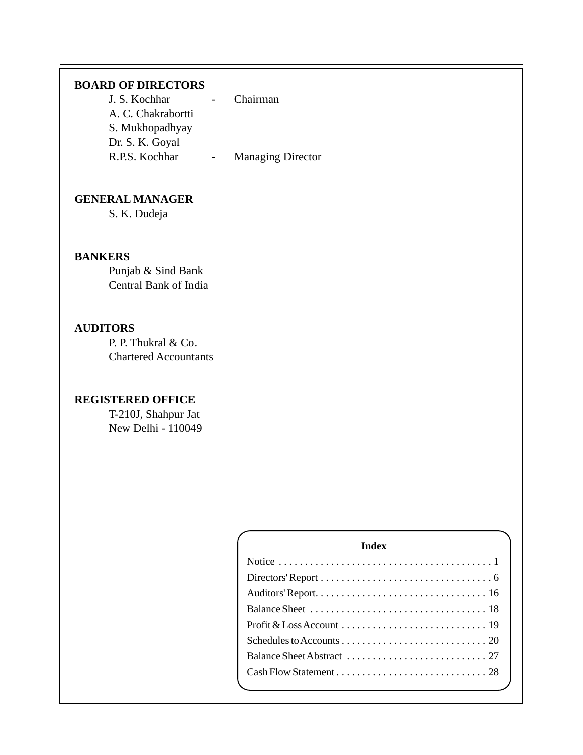## BOARD OF DIRECTORS

J. S. Kochhar - Chairman
A. C. Chakrabortti
S. Mukhopadhyay
Dr. S. K. Goyal
R.P.S. Kochhar - Managing Director

## GENERAL MANAGER

S. K. Dudeja

## BANKERS

Punjab & Sind Bank
Central Bank of India

## AUDITORS

P. P. Thukral & Co.
Chartered Accountants

## REGISTERED OFFICE

T-210J, Shahpur Jat
New Delhi - 110049

### Index

| Section | Page |
|---|---|
| Notice | 1 |
| Directors' Report | 6 |
| Auditors' Report | 16 |
| Balance Sheet | 18 |
| Profit & Loss Account | 19 |
| Schedules to Accounts | 20 |
| Balance Sheet Abstract | 27 |
| Cash Flow Statement | 28 |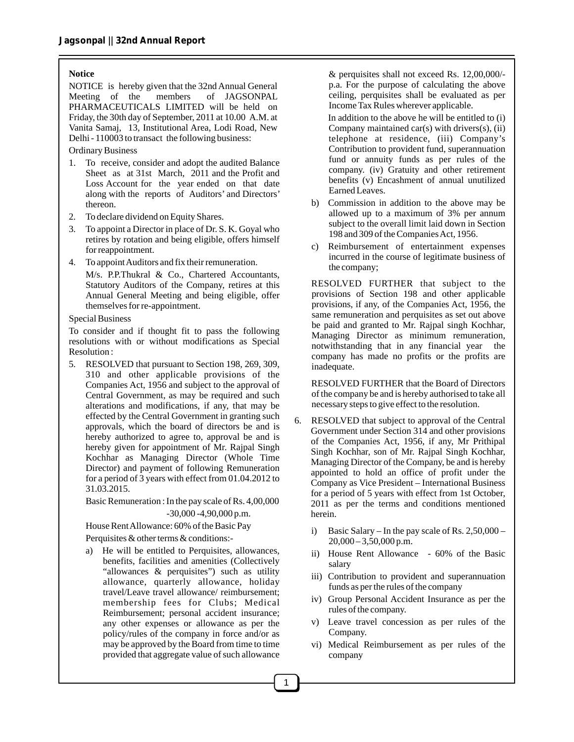## Notice

NOTICE is hereby given that the 32nd Annual General Meeting of the members of JAGSONPAL PHARMACEUTICALS LIMITED will be held on Friday, the 30th day of September, 2011 at 10.00 A.M. at Vanita Samaj, 13, Institutional Area, Lodi Road, New Delhi - 110003 to transact the following business:

Ordinary Business

1. To receive, consider and adopt the audited Balance Sheet as at 31st March, 2011 and the Profit and Loss Account for the year ended on that date along with the reports of Auditors' and Directors' thereon.
2. To declare dividend on Equity Shares.
3. To appoint a Director in place of Dr. S. K. Goyal who retires by rotation and being eligible, offers himself for reappointment.
4. To appoint Auditors and fix their remuneration.

   M/s. P.P.Thukral & Co., Chartered Accountants, Statutory Auditors of the Company, retires at this Annual General Meeting and being eligible, offer themselves for re-appointment.

Special Business

To consider and if thought fit to pass the following resolutions with or without modifications as Special Resolution :

5. RESOLVED that pursuant to Section 198, 269, 309, 310 and other applicable provisions of the Companies Act, 1956 and subject to the approval of Central Government, as may be required and such alterations and modifications, if any, that may be effected by the Central Government in granting such approvals, which the board of directors be and is hereby authorized to agree to, approval be and is hereby given for appointment of Mr. Rajpal Singh Kochhar as Managing Director (Whole Time Director) and payment of following Remuneration for a period of 3 years with effect from 01.04.2012 to 31.03.2015.

   Basic Remuneration : In the pay scale of Rs. 4,00,000 -30,000 -4,90,000 p.m.

   House Rent Allowance: 60% of the Basic Pay

   Perquisites & other terms & conditions:-

   a) He will be entitled to Perquisites, allowances, benefits, facilities and amenities (Collectively "allowances & perquisites") such as utility allowance, quarterly allowance, holiday travel/Leave travel allowance/ reimbursement; membership fees for Clubs; Medical Reimbursement; personal accident insurance; any other expenses or allowance as per the policy/rules of the company in force and/or as may be approved by the Board from time to time provided that aggregate value of such allowance & perquisites shall not exceed Rs. 12,00,000/- p.a. For the purpose of calculating the above ceiling, perquisites shall be evaluated as per Income Tax Rules wherever applicable.

      In addition to the above he will be entitled to (i) Company maintained car(s) with drivers(s), (ii) telephone at residence, (iii) Company's Contribution to provident fund, superannuation fund or annuity funds as per rules of the company. (iv) Gratuity and other retirement benefits (v) Encashment of annual unutilized Earned Leaves.

   b) Commission in addition to the above may be allowed up to a maximum of 3% per annum subject to the overall limit laid down in Section 198 and 309 of the Companies Act, 1956.

   c) Reimbursement of entertainment expenses incurred in the course of legitimate business of the company;

   RESOLVED FURTHER that subject to the provisions of Section 198 and other applicable provisions, if any, of the Companies Act, 1956, the same remuneration and perquisites as set out above be paid and granted to Mr. Rajpal singh Kochhar, Managing Director as minimum remuneration, notwithstanding that in any financial year the company has made no profits or the profits are inadequate.

   RESOLVED FURTHER that the Board of Directors of the company be and is hereby authorised to take all necessary steps to give effect to the resolution.

6. RESOLVED that subject to approval of the Central Government under Section 314 and other provisions of the Companies Act, 1956, if any, Mr Prithipal Singh Kochhar, son of Mr. Rajpal Singh Kochhar, Managing Director of the Company, be and is hereby appointed to hold an office of profit under the Company as Vice President – International Business for a period of 5 years with effect from 1st October, 2011 as per the terms and conditions mentioned herein.

   i) Basic Salary – In the pay scale of Rs. 2,50,000 – 20,000 – 3,50,000 p.m.
   ii) House Rent Allowance - 60% of the Basic salary
   iii) Contribution to provident and superannuation funds as per the rules of the company
   iv) Group Personal Accident Insurance as per the rules of the company.
   v) Leave travel concession as per rules of the Company.
   vi) Medical Reimbursement as per rules of the company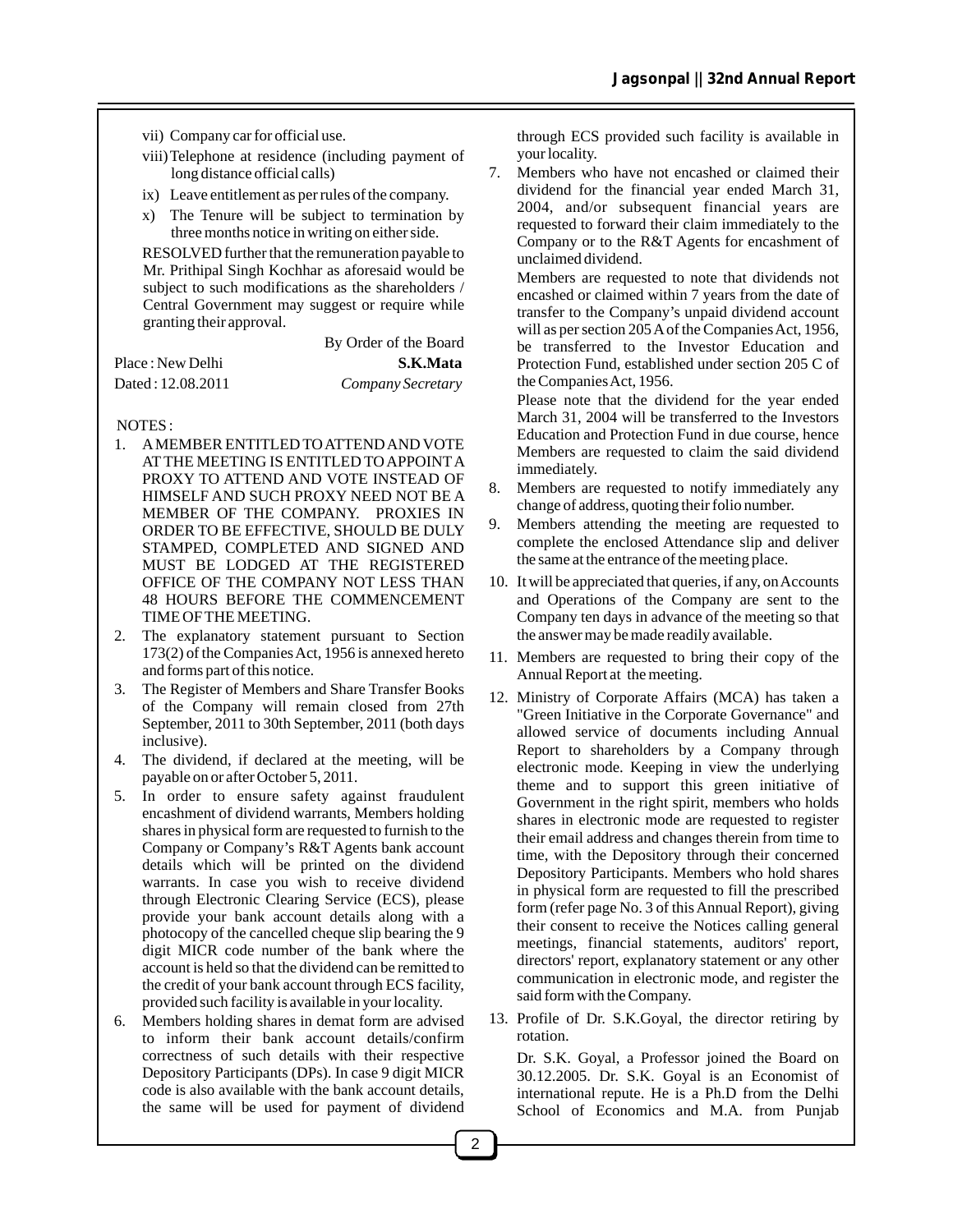vii) Company car for official use.

viii) Telephone at residence (including payment of long distance official calls)

ix) Leave entitlement as per rules of the company.

x) The Tenure will be subject to termination by three months notice in writing on either side.

RESOLVED further that the remuneration payable to Mr. Prithipal Singh Kochhar as aforesaid would be subject to such modifications as the shareholders / Central Government may suggest or require while granting their approval.

By Order of the Board

Place : New Delhi **S.K.Mata**

Dated : 12.08.2011 *Company Secretary*

NOTES :

1. A MEMBER ENTITLED TO ATTEND AND VOTE AT THE MEETING IS ENTITLED TO APPOINT A PROXY TO ATTEND AND VOTE INSTEAD OF HIMSELF AND SUCH PROXY NEED NOT BE A MEMBER OF THE COMPANY. PROXIES IN ORDER TO BE EFFECTIVE, SHOULD BE DULY STAMPED, COMPLETED AND SIGNED AND MUST BE LODGED AT THE REGISTERED OFFICE OF THE COMPANY NOT LESS THAN 48 HOURS BEFORE THE COMMENCEMENT TIME OF THE MEETING.
2. The explanatory statement pursuant to Section 173(2) of the Companies Act, 1956 is annexed hereto and forms part of this notice.
3. The Register of Members and Share Transfer Books of the Company will remain closed from 27th September, 2011 to 30th September, 2011 (both days inclusive).
4. The dividend, if declared at the meeting, will be payable on or after October 5, 2011.
5. In order to ensure safety against fraudulent encashment of dividend warrants, Members holding shares in physical form are requested to furnish to the Company or Company's R&T Agents bank account details which will be printed on the dividend warrants. In case you wish to receive dividend through Electronic Clearing Service (ECS), please provide your bank account details along with a photocopy of the cancelled cheque slip bearing the 9 digit MICR code number of the bank where the account is held so that the dividend can be remitted to the credit of your bank account through ECS facility, provided such facility is available in your locality.
6. Members holding shares in demat form are advised to inform their bank account details/confirm correctness of such details with their respective Depository Participants (DPs). In case 9 digit MICR code is also available with the bank account details, the same will be used for payment of dividend through ECS provided such facility is available in your locality.
7. Members who have not encashed or claimed their dividend for the financial year ended March 31, 2004, and/or subsequent financial years are requested to forward their claim immediately to the Company or to the R&T Agents for encashment of unclaimed dividend.

   Members are requested to note that dividends not encashed or claimed within 7 years from the date of transfer to the Company's unpaid dividend account will as per section 205 A of the Companies Act, 1956, be transferred to the Investor Education and Protection Fund, established under section 205 C of the Companies Act, 1956.

   Please note that the dividend for the year ended March 31, 2004 will be transferred to the Investors Education and Protection Fund in due course, hence Members are requested to claim the said dividend immediately.
8. Members are requested to notify immediately any change of address, quoting their folio number.
9. Members attending the meeting are requested to complete the enclosed Attendance slip and deliver the same at the entrance of the meeting place.
10. It will be appreciated that queries, if any, on Accounts and Operations of the Company are sent to the Company ten days in advance of the meeting so that the answer may be made readily available.
11. Members are requested to bring their copy of the Annual Report at the meeting.
12. Ministry of Corporate Affairs (MCA) has taken a "Green Initiative in the Corporate Governance" and allowed service of documents including Annual Report to shareholders by a Company through electronic mode. Keeping in view the underlying theme and to support this green initiative of Government in the right spirit, members who holds shares in electronic mode are requested to register their email address and changes therein from time to time, with the Depository through their concerned Depository Participants. Members who hold shares in physical form are requested to fill the prescribed form (refer page No. 3 of this Annual Report), giving their consent to receive the Notices calling general meetings, financial statements, auditors' report, directors' report, explanatory statement or any other communication in electronic mode, and register the said form with the Company.
13. Profile of Dr. S.K.Goyal, the director retiring by rotation.

    Dr. S.K. Goyal, a Professor joined the Board on 30.12.2005. Dr. S.K. Goyal is an Economist of international repute. He is a Ph.D from the Delhi School of Economics and M.A. from Punjab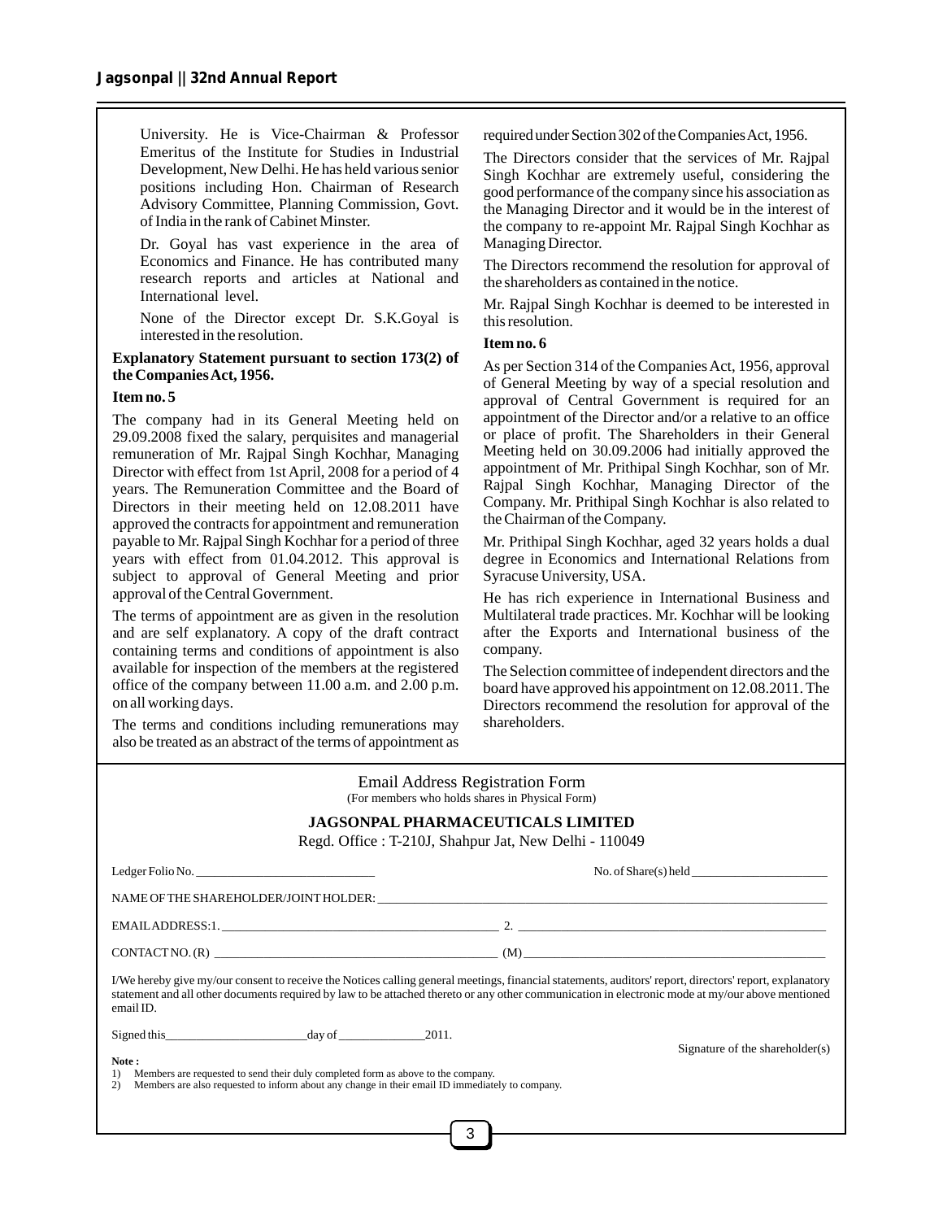University. He is Vice-Chairman & Professor Emeritus of the Institute for Studies in Industrial Development, New Delhi. He has held various senior positions including Hon. Chairman of Research Advisory Committee, Planning Commission, Govt. of India in the rank of Cabinet Minster.

Dr. Goyal has vast experience in the area of Economics and Finance. He has contributed many research reports and articles at National and International level.

None of the Director except Dr. S.K.Goyal is interested in the resolution.

**Explanatory Statement pursuant to section 173(2) of the Companies Act, 1956.**

**Item no. 5**

The company had in its General Meeting held on 29.09.2008 fixed the salary, perquisites and managerial remuneration of Mr. Rajpal Singh Kochhar, Managing Director with effect from 1st April, 2008 for a period of 4 years. The Remuneration Committee and the Board of Directors in their meeting held on 12.08.2011 have approved the contracts for appointment and remuneration payable to Mr. Rajpal Singh Kochhar for a period of three years with effect from 01.04.2012. This approval is subject to approval of General Meeting and prior approval of the Central Government.

The terms of appointment are as given in the resolution and are self explanatory. A copy of the draft contract containing terms and conditions of appointment is also available for inspection of the members at the registered office of the company between 11.00 a.m. and 2.00 p.m. on all working days.

The terms and conditions including remunerations may also be treated as an abstract of the terms of appointment as required under Section 302 of the Companies Act, 1956.

The Directors consider that the services of Mr. Rajpal Singh Kochhar are extremely useful, considering the good performance of the company since his association as the Managing Director and it would be in the interest of the company to re-appoint Mr. Rajpal Singh Kochhar as Managing Director.

The Directors recommend the resolution for approval of the shareholders as contained in the notice.

Mr. Rajpal Singh Kochhar is deemed to be interested in this resolution.

**Item no. 6**

As per Section 314 of the Companies Act, 1956, approval of General Meeting by way of a special resolution and approval of Central Government is required for an appointment of the Director and/or a relative to an office or place of profit. The Shareholders in their General Meeting held on 30.09.2006 had initially approved the appointment of Mr. Prithipal Singh Kochhar, son of Mr. Rajpal Singh Kochhar, Managing Director of the Company. Mr. Prithipal Singh Kochhar is also related to the Chairman of the Company.

Mr. Prithipal Singh Kochhar, aged 32 years holds a dual degree in Economics and International Relations from Syracuse University, USA.

He has rich experience in International Business and Multilateral trade practices. Mr. Kochhar will be looking after the Exports and International business of the company.

The Selection committee of independent directors and the board have approved his appointment on 12.08.2011. The Directors recommend the resolution for approval of the shareholders.

---

Email Address Registration Form
(For members who holds shares in Physical Form)

**JAGSONPAL PHARMACEUTICALS LIMITED**

Regd. Office : T-210J, Shahpur Jat, New Delhi - 110049

Ledger Folio No. ______________________________ No. of Share(s) held ______________________

NAME OF THE SHAREHOLDER/JOINT HOLDER: ____________________________________________

EMAIL ADDRESS: 1. ____________________________ 2. ____________________________

CONTACT NO. (R) ____________________________ (M) ____________________________

I/We hereby give my/our consent to receive the Notices calling general meetings, financial statements, auditors' report, directors' report, explanatory statement and all other documents required by law to be attached thereto or any other communication in electronic mode at my/our above mentioned email ID.

Signed this______________________day of ______________2011.

Signature of the shareholder(s)

**Note :**

1) Members are requested to send their duly completed form as above to the company.
2) Members are also requested to inform about any change in their email ID immediately to company.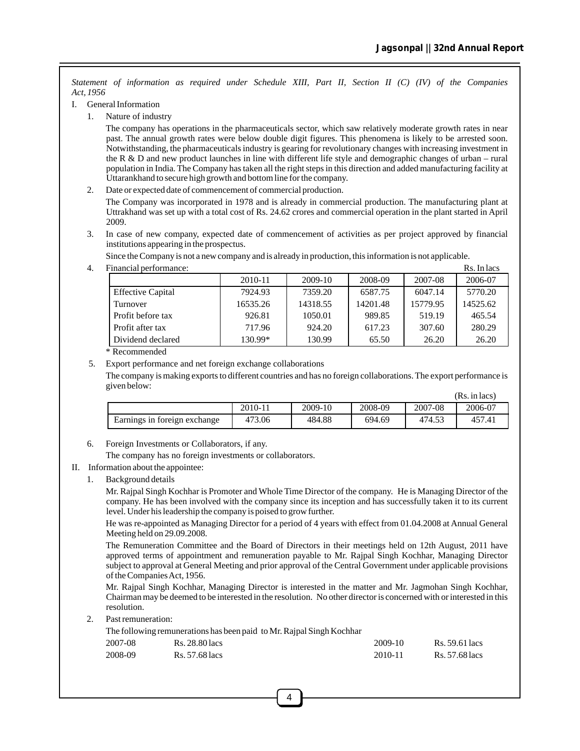*Statement of information as required under Schedule XIII, Part II, Section II (C) (IV) of the Companies Act, 1956*

I. General Information

1. Nature of industry

   The company has operations in the pharmaceuticals sector, which saw relatively moderate growth rates in near past. The annual growth rates were below double digit figures. This phenomena is likely to be arrested soon. Notwithstanding, the pharmaceuticals industry is gearing for revolutionary changes with increasing investment in the R & D and new product launches in line with different life style and demographic changes of urban – rural population in India. The Company has taken all the right steps in this direction and added manufacturing facility at Uttarankhand to secure high growth and bottom line for the company.

2. Date or expected date of commencement of commercial production.

   The Company was incorporated in 1978 and is already in commercial production. The manufacturing plant at Uttrakhand was set up with a total cost of Rs. 24.62 crores and commercial operation in the plant started in April 2009.

3. In case of new company, expected date of commencement of activities as per project approved by financial institutions appearing in the prospectus.

   Since the Company is not a new company and is already in production, this information is not applicable.

4. Financial performance: Rs. In lacs

| | 2010-11 | 2009-10 | 2008-09 | 2007-08 | 2006-07 |
|---|---|---|---|---|---|
| Effective Capital | 7924.93 | 7359.20 | 6587.75 | 6047.14 | 5770.20 |
| Turnover | 16535.26 | 14318.55 | 14201.48 | 15779.95 | 14525.62 |
| Profit before tax | 926.81 | 1050.01 | 989.85 | 519.19 | 465.54 |
| Profit after tax | 717.96 | 924.20 | 617.23 | 307.60 | 280.29 |
| Dividend declared | 130.99* | 130.99 | 65.50 | 26.20 | 26.20 |

   \* Recommended

5. Export performance and net foreign exchange collaborations

   The company is making exports to different countries and has no foreign collaborations. The export performance is given below:

   (Rs. in lacs)

| | 2010-11 | 2009-10 | 2008-09 | 2007-08 | 2006-07 |
|---|---|---|---|---|---|
| Earnings in foreign exchange | 473.06 | 484.88 | 694.69 | 474.53 | 457.41 |

6. Foreign Investments or Collaborators, if any.

   The company has no foreign investments or collaborators.

II. Information about the appointee:

1. Background details

   Mr. Rajpal Singh Kochhar is Promoter and Whole Time Director of the company. He is Managing Director of the company. He has been involved with the company since its inception and has successfully taken it to its current level. Under his leadership the company is poised to grow further.

   He was re-appointed as Managing Director for a period of 4 years with effect from 01.04.2008 at Annual General Meeting held on 29.09.2008.

   The Remuneration Committee and the Board of Directors in their meetings held on 12th August, 2011 have approved terms of appointment and remuneration payable to Mr. Rajpal Singh Kochhar, Managing Director subject to approval at General Meeting and prior approval of the Central Government under applicable provisions of the Companies Act, 1956.

   Mr. Rajpal Singh Kochhar, Managing Director is interested in the matter and Mr. Jagmohan Singh Kochhar, Chairman may be deemed to be interested in the resolution. No other director is concerned with or interested in this resolution.

2. Past remuneration:

   The following remunerations has been paid to Mr. Rajpal Singh Kochhar

| | | | |
|---|---|---|---|
| 2007-08 | Rs. 28.80 lacs | 2009-10 | Rs. 59.61 lacs |
| 2008-09 | Rs. 57.68 lacs | 2010-11 | Rs. 57.68 lacs |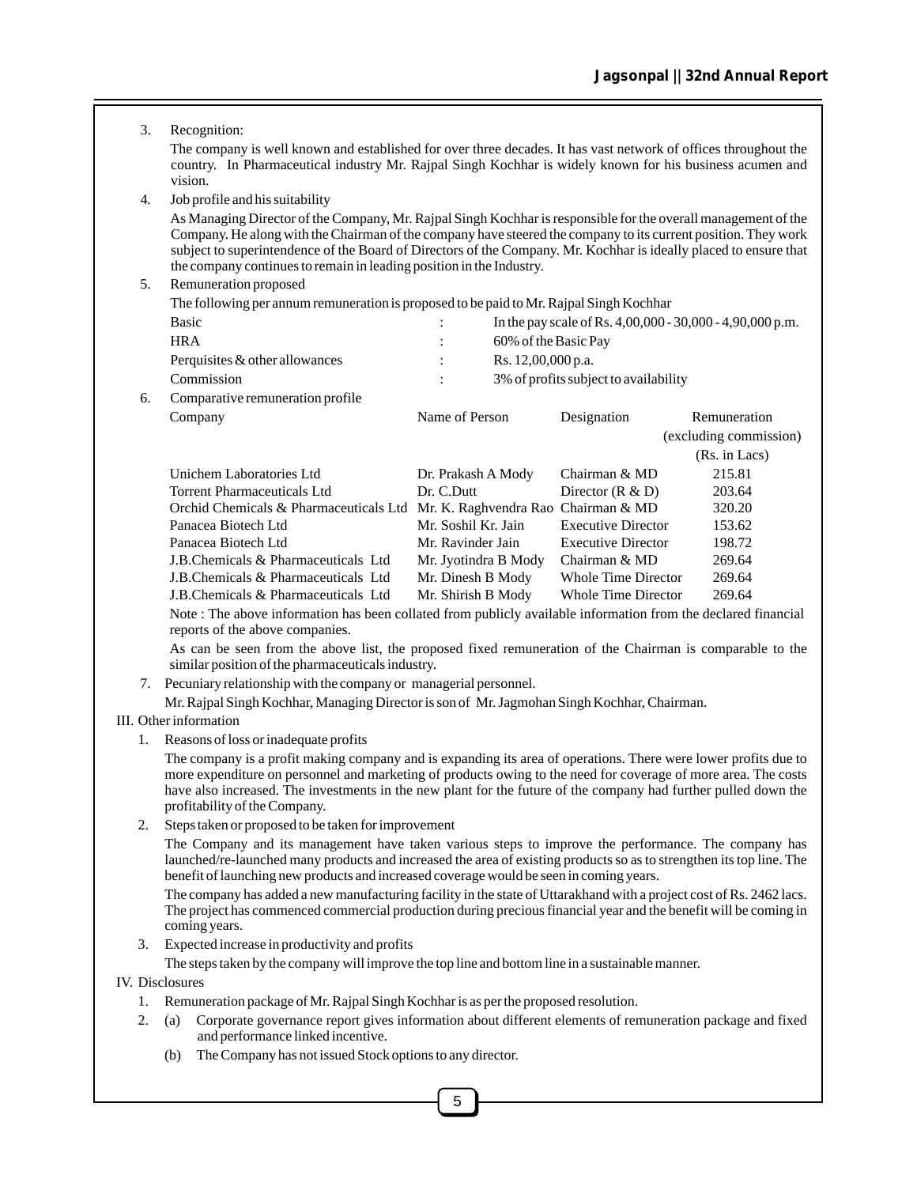3. Recognition:

   The company is well known and established for over three decades. It has vast network of offices throughout the country. In Pharmaceutical industry Mr. Rajpal Singh Kochhar is widely known for his business acumen and vision.

4. Job profile and his suitability

   As Managing Director of the Company, Mr. Rajpal Singh Kochhar is responsible for the overall management of the Company. He along with the Chairman of the company have steered the company to its current position. They work subject to superintendence of the Board of Directors of the Company. Mr. Kochhar is ideally placed to ensure that the company continues to remain in leading position in the Industry.

5. Remuneration proposed

   The following per annum remuneration is proposed to be paid to Mr. Rajpal Singh Kochhar

| | | |
|---|---|---|
| Basic | : | In the pay scale of Rs. 4,00,000 - 30,000 - 4,90,000 p.m. |
| HRA | : | 60% of the Basic Pay |
| Perquisites & other allowances | : | Rs. 12,00,000 p.a. |
| Commission | : | 3% of profits subject to availability |

6. Comparative remuneration profile

| Company | Name of Person | Designation | Remuneration (excluding commission) (Rs. in Lacs) |
|---|---|---|---|
| Unichem Laboratories Ltd | Dr. Prakash A Mody | Chairman & MD | 215.81 |
| Torrent Pharmaceuticals Ltd | Dr. C.Dutt | Director (R & D) | 203.64 |
| Orchid Chemicals & Pharmaceuticals Ltd | Mr. K. Raghvendra Rao | Chairman & MD | 320.20 |
| Panacea Biotech Ltd | Mr. Soshil Kr. Jain | Executive Director | 153.62 |
| Panacea Biotech Ltd | Mr. Ravinder Jain | Executive Director | 198.72 |
| J.B.Chemicals & Pharmaceuticals Ltd | Mr. Jyotindra B Mody | Chairman & MD | 269.64 |
| J.B.Chemicals & Pharmaceuticals Ltd | Mr. Dinesh B Mody | Whole Time Director | 269.64 |
| J.B.Chemicals & Pharmaceuticals Ltd | Mr. Shirish B Mody | Whole Time Director | 269.64 |

   Note : The above information has been collated from publicly available information from the declared financial reports of the above companies.

   As can be seen from the above list, the proposed fixed remuneration of the Chairman is comparable to the similar position of the pharmaceuticals industry.

7. Pecuniary relationship with the company or managerial personnel.

   Mr. Rajpal Singh Kochhar, Managing Director is son of Mr. Jagmohan Singh Kochhar, Chairman.

III. Other information

1. Reasons of loss or inadequate profits

   The company is a profit making company and is expanding its area of operations. There were lower profits due to more expenditure on personnel and marketing of products owing to the need for coverage of more area. The costs have also increased. The investments in the new plant for the future of the company had further pulled down the profitability of the Company.

2. Steps taken or proposed to be taken for improvement

   The Company and its management have taken various steps to improve the performance. The company has launched/re-launched many products and increased the area of existing products so as to strengthen its top line. The benefit of launching new products and increased coverage would be seen in coming years.

   The company has added a new manufacturing facility in the state of Uttarakhand with a project cost of Rs. 2462 lacs. The project has commenced commercial production during precious financial year and the benefit will be coming in coming years.

3. Expected increase in productivity and profits

   The steps taken by the company will improve the top line and bottom line in a sustainable manner.

IV. Disclosures

1. Remuneration package of Mr. Rajpal Singh Kochhar is as per the proposed resolution.
2. (a) Corporate governance report gives information about different elements of remuneration package and fixed and performance linked incentive.

   (b) The Company has not issued Stock options to any director.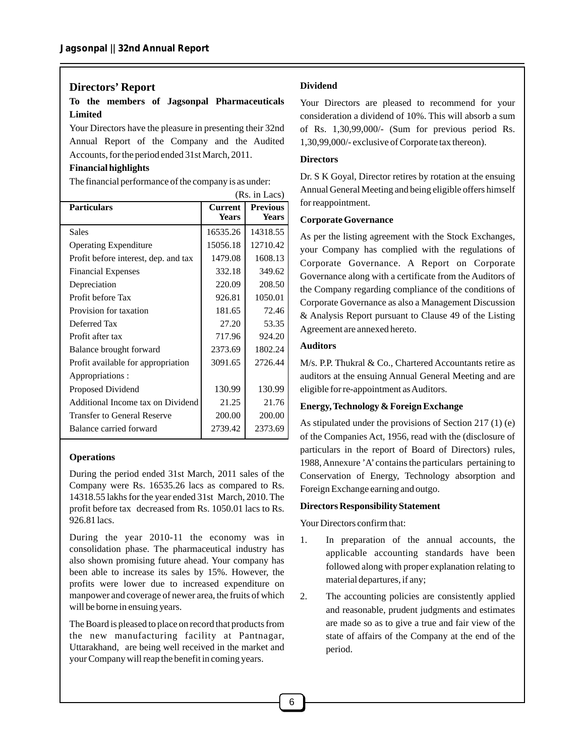## Directors' Report

**To the members of Jagsonpal Pharmaceuticals Limited**

Your Directors have the pleasure in presenting their 32nd Annual Report of the Company and the Audited Accounts, for the period ended 31st March, 2011.

**Financial highlights**

The financial performance of the company is as under:

(Rs. in Lacs)

| Particulars | Current Years | Previous Years |
|---|---|---|
| Sales | 16535.26 | 14318.55 |
| Operating Expenditure | 15056.18 | 12710.42 |
| Profit before interest, dep. and tax | 1479.08 | 1608.13 |
| Financial Expenses | 332.18 | 349.62 |
| Depreciation | 220.09 | 208.50 |
| Profit before Tax | 926.81 | 1050.01 |
| Provision for taxation | 181.65 | 72.46 |
| Deferred Tax | 27.20 | 53.35 |
| Profit after tax | 717.96 | 924.20 |
| Balance brought forward | 2373.69 | 1802.24 |
| Profit available for appropriation | 3091.65 | 2726.44 |
| Appropriations : | | |
| Proposed Dividend | 130.99 | 130.99 |
| Additional Income tax on Dividend | 21.25 | 21.76 |
| Transfer to General Reserve | 200.00 | 200.00 |
| Balance carried forward | 2739.42 | 2373.69 |

**Operations**

During the period ended 31st March, 2011 sales of the Company were Rs. 16535.26 lacs as compared to Rs. 14318.55 lakhs for the year ended 31st March, 2010. The profit before tax decreased from Rs. 1050.01 lacs to Rs. 926.81 lacs.

During the year 2010-11 the economy was in consolidation phase. The pharmaceutical industry has also shown promising future ahead. Your company has been able to increase its sales by 15%. However, the profits were lower due to increased expenditure on manpower and coverage of newer area, the fruits of which will be borne in ensuing years.

The Board is pleased to place on record that products from the new manufacturing facility at Pantnagar, Uttarakhand, are being well received in the market and your Company will reap the benefit in coming years.

**Dividend**

Your Directors are pleased to recommend for your consideration a dividend of 10%. This will absorb a sum of Rs. 1,30,99,000/- (Sum for previous period Rs. 1,30,99,000/- exclusive of Corporate tax thereon).

**Directors**

Dr. S K Goyal, Director retires by rotation at the ensuing Annual General Meeting and being eligible offers himself for reappointment.

**Corporate Governance**

As per the listing agreement with the Stock Exchanges, your Company has complied with the regulations of Corporate Governance. A Report on Corporate Governance along with a certificate from the Auditors of the Company regarding compliance of the conditions of Corporate Governance as also a Management Discussion & Analysis Report pursuant to Clause 49 of the Listing Agreement are annexed hereto.

**Auditors**

M/s. P.P. Thukral & Co., Chartered Accountants retire as auditors at the ensuing Annual General Meeting and are eligible for re-appointment as Auditors.

**Energy, Technology & Foreign Exchange**

As stipulated under the provisions of Section 217 (1) (e) of the Companies Act, 1956, read with the (disclosure of particulars in the report of Board of Directors) rules, 1988, Annexure 'A' contains the particulars pertaining to Conservation of Energy, Technology absorption and Foreign Exchange earning and outgo.

**Directors Responsibility Statement**

Your Directors confirm that:

1. In preparation of the annual accounts, the applicable accounting standards have been followed along with proper explanation relating to material departures, if any;
2. The accounting policies are consistently applied and reasonable, prudent judgments and estimates are made so as to give a true and fair view of the state of affairs of the Company at the end of the period.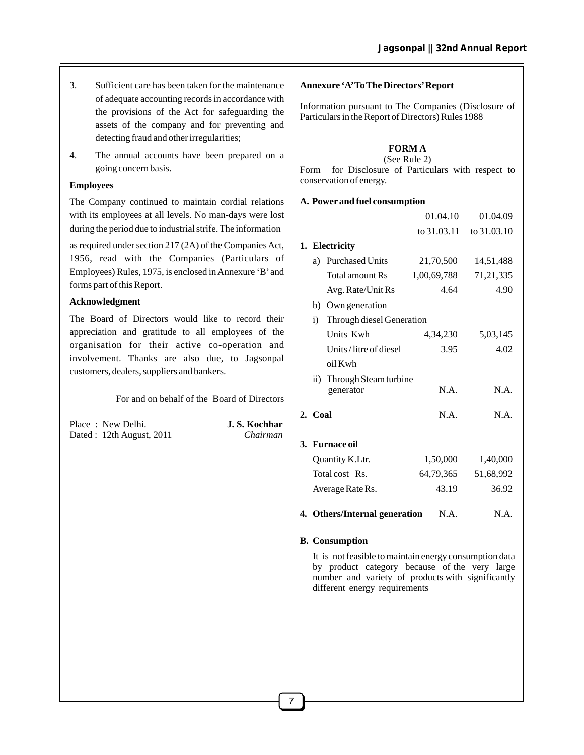3. Sufficient care has been taken for the maintenance of adequate accounting records in accordance with the provisions of the Act for safeguarding the assets of the company and for preventing and detecting fraud and other irregularities;

4. The annual accounts have been prepared on a going concern basis.

**Employees**

The Company continued to maintain cordial relations with its employees at all levels. No man-days were lost during the period due to industrial strife. The information as required under section 217 (2A) of the Companies Act, 1956, read with the Companies (Particulars of Employees) Rules, 1975, is enclosed in Annexure 'B' and forms part of this Report.

**Acknowledgment**

The Board of Directors would like to record their appreciation and gratitude to all employees of the organisation for their active co-operation and involvement. Thanks are also due, to Jagsonpal customers, dealers, suppliers and bankers.

For and on behalf of the Board of Directors

Place : New Delhi.
Dated : 12th August, 2011

**J. S. Kochhar**
*Chairman*

**Annexure 'A' To The Directors' Report**

Information pursuant to The Companies (Disclosure of Particulars in the Report of Directors) Rules 1988

**FORM A**
(See Rule 2)

Form for Disclosure of Particulars with respect to conservation of energy.

**A. Power and fuel consumption**

| | 01.04.10 to 31.03.11 | 01.04.09 to 31.03.10 |
|---|---|---|
| **1. Electricity** | | |
| a) Purchased Units | 21,70,500 | 14,51,488 |
| Total amount Rs | 1,00,69,788 | 71,21,335 |
| Avg. Rate/Unit Rs | 4.64 | 4.90 |
| b) Own generation | | |
| i) Through diesel Generation | | |
| Units Kwh | 4,34,230 | 5,03,145 |
| Units / litre of diesel oil Kwh | 3.95 | 4.02 |
| ii) Through Steam turbine generator | N.A. | N.A. |
| **2. Coal** | N.A. | N.A. |
| **3. Furnace oil** | | |
| Quantity K.Ltr. | 1,50,000 | 1,40,000 |
| Total cost Rs. | 64,79,365 | 51,68,992 |
| Average Rate Rs. | 43.19 | 36.92 |
| **4. Others/Internal generation** | N.A. | N.A. |

**B. Consumption**

It is not feasible to maintain energy consumption data by product category because of the very large number and variety of products with significantly different energy requirements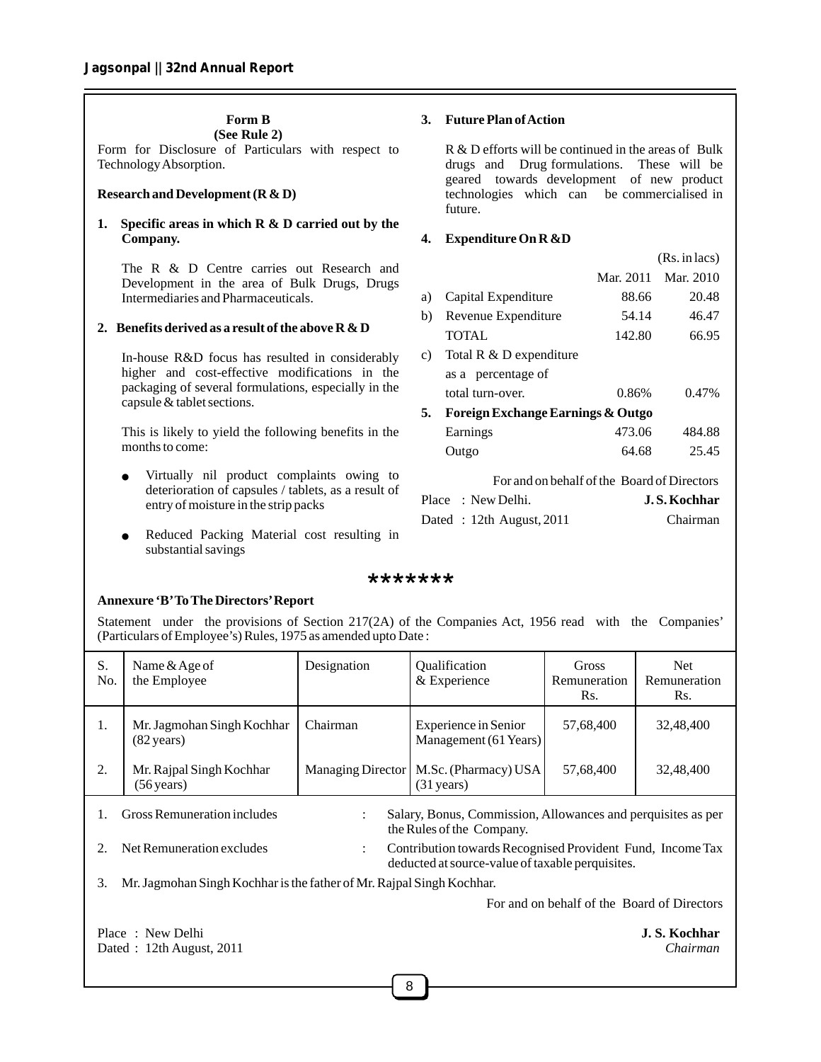**Form B**
**(See Rule 2)**

Form for Disclosure of Particulars with respect to Technology Absorption.

**Research and Development (R & D)**

**1. Specific areas in which R & D carried out by the Company.**

The R & D Centre carries out Research and Development in the area of Bulk Drugs, Drugs Intermediaries and Pharmaceuticals.

**2. Benefits derived as a result of the above R & D**

In-house R&D focus has resulted in considerably higher and cost-effective modifications in the packaging of several formulations, especially in the capsule & tablet sections.

This is likely to yield the following benefits in the months to come:

- Virtually nil product complaints owing to deterioration of capsules / tablets, as a result of entry of moisture in the strip packs
- Reduced Packing Material cost resulting in substantial savings

**3. Future Plan of Action**

R & D efforts will be continued in the areas of Bulk drugs and Drug formulations. These will be geared towards development of new product technologies which can be commercialised in future.

**4. Expenditure On R &D**

(Rs. in lacs)

| | | Mar. 2011 | Mar. 2010 |
|---|---|---|---|
| a) | Capital Expenditure | 88.66 | 20.48 |
| b) | Revenue Expenditure | 54.14 | 46.47 |
| | TOTAL | 142.80 | 66.95 |
| c) | Total R & D expenditure as a percentage of total turn-over. | 0.86% | 0.47% |

**5. Foreign Exchange Earnings & Outgo**

| | Mar. 2011 | Mar. 2010 |
|---|---|---|
| Earnings | 473.06 | 484.88 |
| Outgo | 64.68 | 25.45 |

For and on behalf of the Board of Directors

Place : New Delhi.
Dated : 12th August, 2011

**J. S. Kochhar**
Chairman

\*\*\*\*\*\*\*

**Annexure 'B' To The Directors' Report**

Statement under the provisions of Section 217(2A) of the Companies Act, 1956 read with the Companies' (Particulars of Employee's) Rules, 1975 as amended upto Date :

| S. No. | Name & Age of the Employee | Designation | Qualification & Experience | Gross Remuneration Rs. | Net Remuneration Rs. |
|---|---|---|---|---|---|
| 1. | Mr. Jagmohan Singh Kochhar (82 years) | Chairman | Experience in Senior Management (61 Years) | 57,68,400 | 32,48,400 |
| 2. | Mr. Rajpal Singh Kochhar (56 years) | Managing Director | M.Sc. (Pharmacy) USA (31 years) | 57,68,400 | 32,48,400 |

1. Gross Remuneration includes : Salary, Bonus, Commission, Allowances and perquisites as per the Rules of the Company.
2. Net Remuneration excludes : Contribution towards Recognised Provident Fund, Income Tax deducted at source-value of taxable perquisites.
3. Mr. Jagmohan Singh Kochhar is the father of Mr. Rajpal Singh Kochhar.

For and on behalf of the Board of Directors

Place : New Delhi
Dated : 12th August, 2011

**J. S. Kochhar**
*Chairman*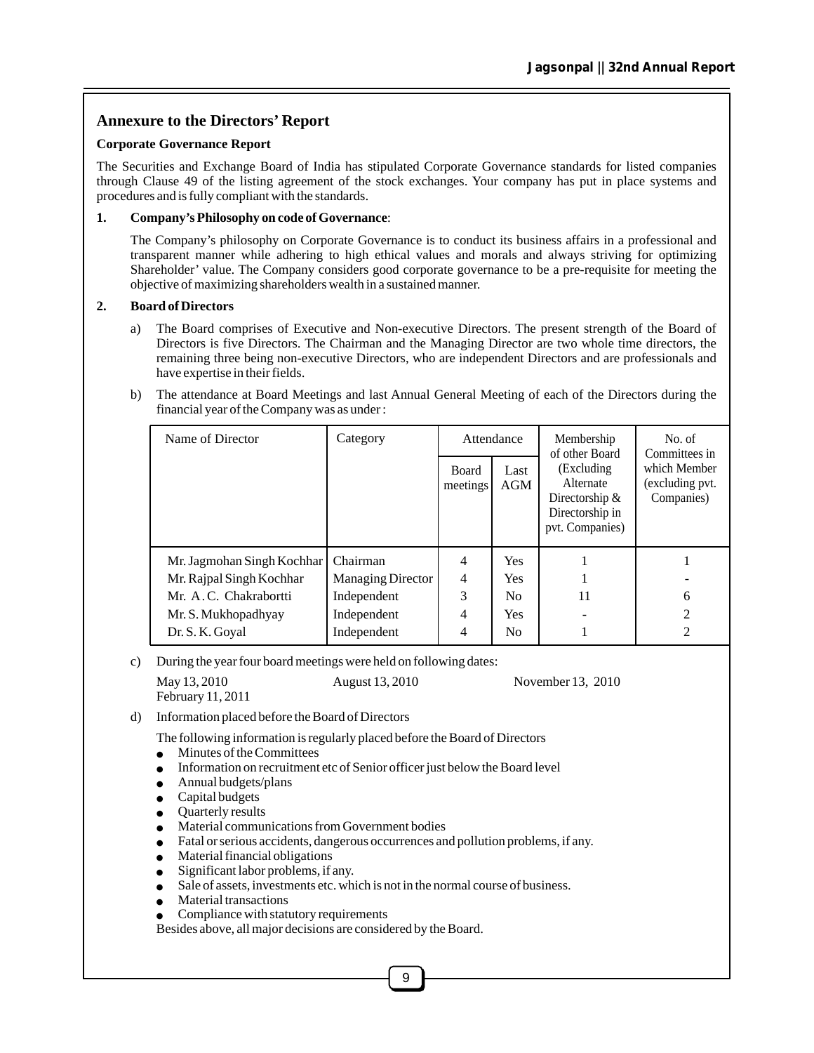## Annexure to the Directors' Report

### Corporate Governance Report

The Securities and Exchange Board of India has stipulated Corporate Governance standards for listed companies through Clause 49 of the listing agreement of the stock exchanges. Your company has put in place systems and procedures and is fully compliant with the standards.

**1. Company's Philosophy on code of Governance**:

The Company's philosophy on Corporate Governance is to conduct its business affairs in a professional and transparent manner while adhering to high ethical values and morals and always striving for optimizing Shareholder' value. The Company considers good corporate governance to be a pre-requisite for meeting the objective of maximizing shareholders wealth in a sustained manner.

**2. Board of Directors**

a) The Board comprises of Executive and Non-executive Directors. The present strength of the Board of Directors is five Directors. The Chairman and the Managing Director are two whole time directors, the remaining three being non-executive Directors, who are independent Directors and are professionals and have expertise in their fields.

b) The attendance at Board Meetings and last Annual General Meeting of each of the Directors during the financial year of the Company was as under :

| Name of Director | Category | Attendance | | Membership of other Board (Excluding Alternate Directorship & Directorship in pvt. Companies) | No. of Committees in which Member (excluding pvt. Companies) |
|---|---|---|---|---|---|
| | | Board meetings | Last AGM | | |
| Mr. Jagmohan Singh Kochhar | Chairman | 4 | Yes | 1 | 1 |
| Mr. Rajpal Singh Kochhar | Managing Director | 4 | Yes | 1 | - |
| Mr. A.C. Chakrabortti | Independent | 3 | No | 11 | 6 |
| Mr. S. Mukhopadhyay | Independent | 4 | Yes | - | 2 |
| Dr. S. K. Goyal | Independent | 4 | No | 1 | 2 |

c) During the year four board meetings were held on following dates:

May 13, 2010 &nbsp;&nbsp; August 13, 2010 &nbsp;&nbsp; November 13, 2010 &nbsp;&nbsp; February 11, 2011

d) Information placed before the Board of Directors

The following information is regularly placed before the Board of Directors

- Minutes of the Committees
- Information on recruitment etc of Senior officer just below the Board level
- Annual budgets/plans
- Capital budgets
- Quarterly results
- Material communications from Government bodies
- Fatal or serious accidents, dangerous occurrences and pollution problems, if any.
- Material financial obligations
- Significant labor problems, if any.
- Sale of assets, investments etc. which is not in the normal course of business.
- Material transactions
- Compliance with statutory requirements

Besides above, all major decisions are considered by the Board.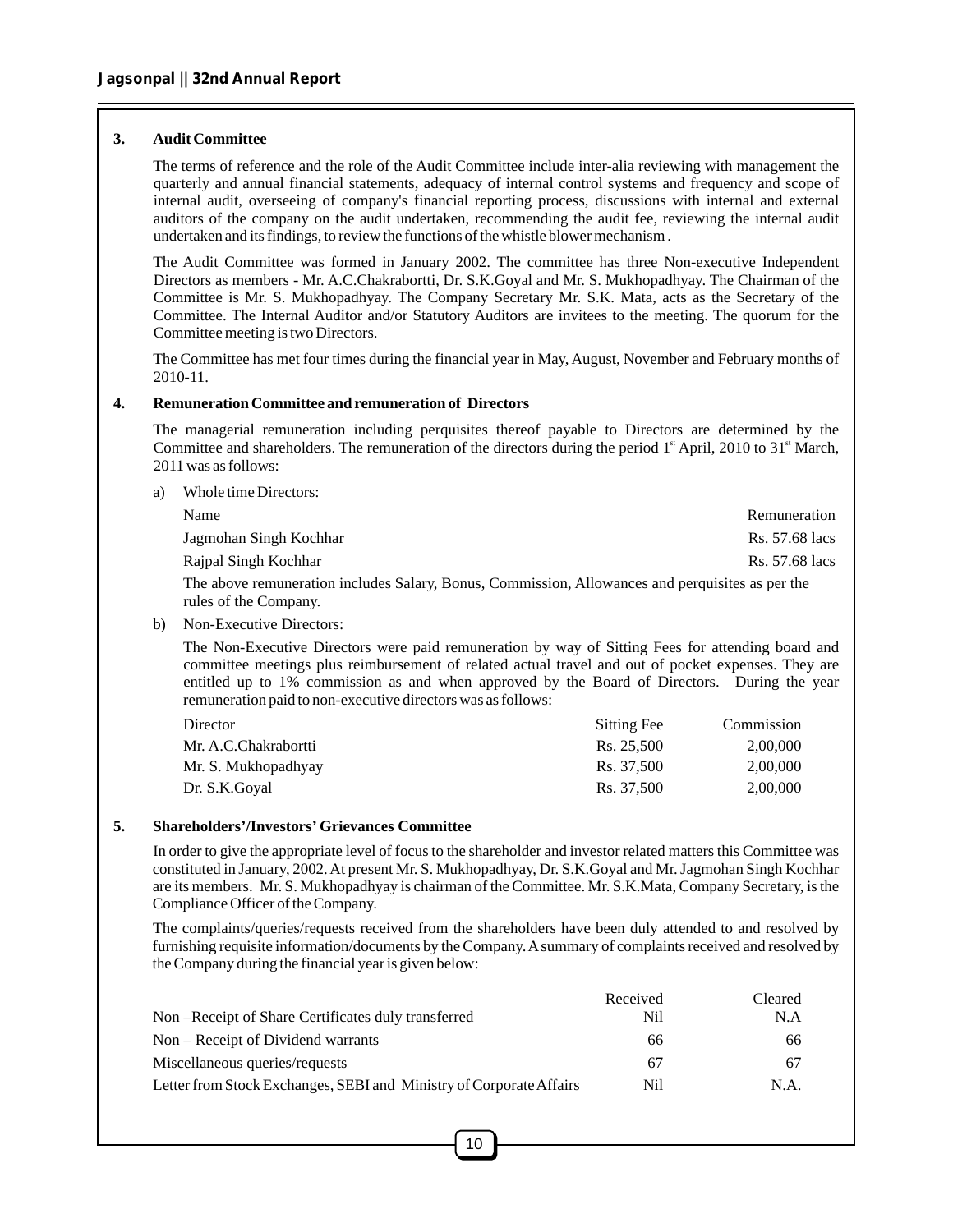### 3. Audit Committee

The terms of reference and the role of the Audit Committee include inter-alia reviewing with management the quarterly and annual financial statements, adequacy of internal control systems and frequency and scope of internal audit, overseeing of company's financial reporting process, discussions with internal and external auditors of the company on the audit undertaken, recommending the audit fee, reviewing the internal audit undertaken and its findings, to review the functions of the whistle blower mechanism .

The Audit Committee was formed in January 2002. The committee has three Non-executive Independent Directors as members - Mr. A.C.Chakrabortti, Dr. S.K.Goyal and Mr. S. Mukhopadhyay. The Chairman of the Committee is Mr. S. Mukhopadhyay. The Company Secretary Mr. S.K. Mata, acts as the Secretary of the Committee. The Internal Auditor and/or Statutory Auditors are invitees to the meeting. The quorum for the Committee meeting is two Directors.

The Committee has met four times during the financial year in May, August, November and February months of 2010-11.

### 4. Remuneration Committee and remuneration of Directors

The managerial remuneration including perquisites thereof payable to Directors are determined by the Committee and shareholders. The remuneration of the directors during the period 1st April, 2010 to 31st March, 2011 was as follows:

a) Whole time Directors:

| Name | Remuneration |
|---|---|
| Jagmohan Singh Kochhar | Rs. 57.68 lacs |
| Rajpal Singh Kochhar | Rs. 57.68 lacs |

The above remuneration includes Salary, Bonus, Commission, Allowances and perquisites as per the rules of the Company.

b) Non-Executive Directors:

The Non-Executive Directors were paid remuneration by way of Sitting Fees for attending board and committee meetings plus reimbursement of related actual travel and out of pocket expenses. They are entitled up to 1% commission as and when approved by the Board of Directors. During the year remuneration paid to non-executive directors was as follows:

| Director | Sitting Fee | Commission |
|---|---|---|
| Mr. A.C.Chakrabortti | Rs. 25,500 | 2,00,000 |
| Mr. S. Mukhopadhyay | Rs. 37,500 | 2,00,000 |
| Dr. S.K.Goyal | Rs. 37,500 | 2,00,000 |

### 5. Shareholders'/Investors' Grievances Committee

In order to give the appropriate level of focus to the shareholder and investor related matters this Committee was constituted in January, 2002. At present Mr. S. Mukhopadhyay, Dr. S.K.Goyal and Mr. Jagmohan Singh Kochhar are its members. Mr. S. Mukhopadhyay is chairman of the Committee. Mr. S.K.Mata, Company Secretary, is the Compliance Officer of the Company.

The complaints/queries/requests received from the shareholders have been duly attended to and resolved by furnishing requisite information/documents by the Company. A summary of complaints received and resolved by the Company during the financial year is given below:

| | Received | Cleared |
|---|---|---|
| Non –Receipt of Share Certificates duly transferred | Nil | N.A |
| Non – Receipt of Dividend warrants | 66 | 66 |
| Miscellaneous queries/requests | 67 | 67 |
| Letter from Stock Exchanges, SEBI and Ministry of Corporate Affairs | Nil | N.A. |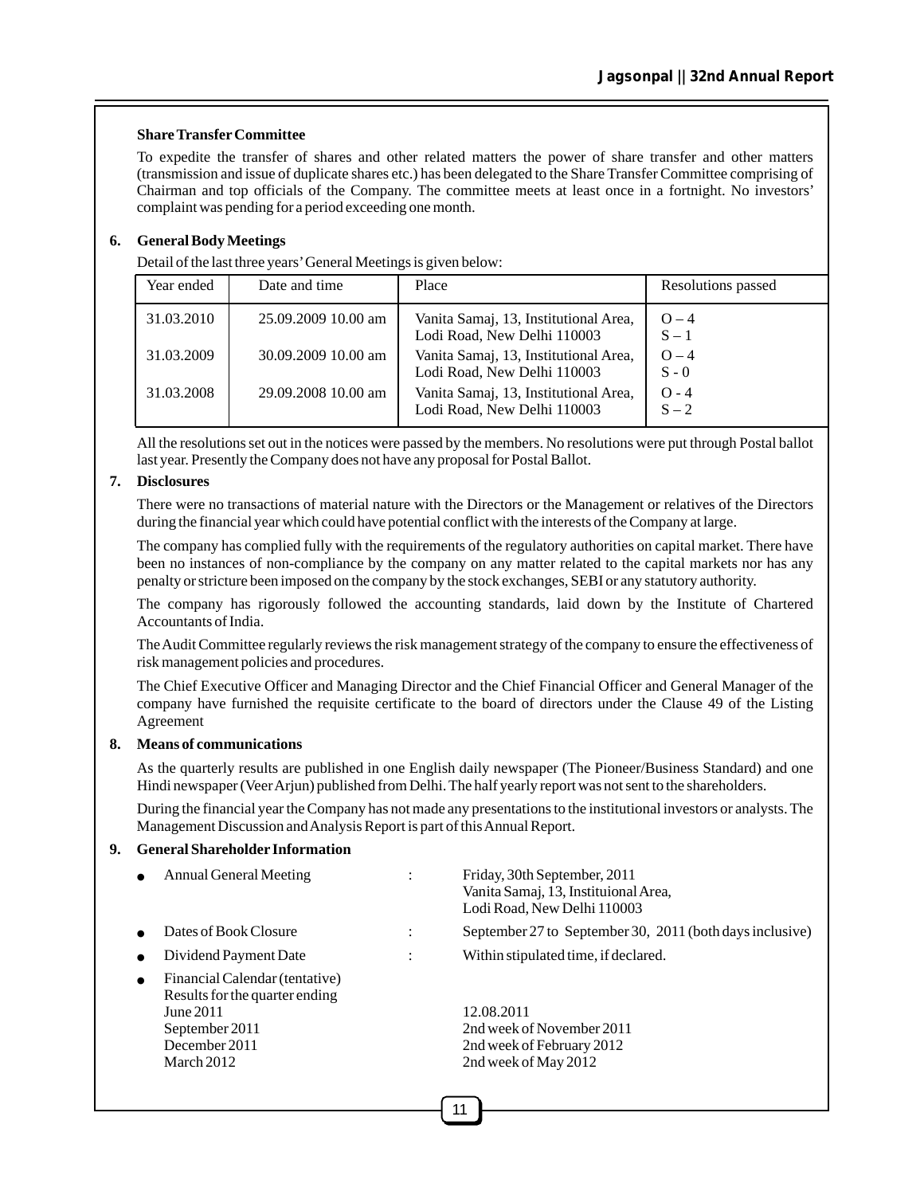**Share Transfer Committee**

To expedite the transfer of shares and other related matters the power of share transfer and other matters (transmission and issue of duplicate shares etc.) has been delegated to the Share Transfer Committee comprising of Chairman and top officials of the Company. The committee meets at least once in a fortnight. No investors' complaint was pending for a period exceeding one month.

**6. General Body Meetings**

Detail of the last three years' General Meetings is given below:

| Year ended | Date and time | Place | Resolutions passed |
|---|---|---|---|
| 31.03.2010 | 25.09.2009 10.00 am | Vanita Samaj, 13, Institutional Area, Lodi Road, New Delhi 110003 | O – 4<br>S – 1 |
| 31.03.2009 | 30.09.2009 10.00 am | Vanita Samaj, 13, Institutional Area, Lodi Road, New Delhi 110003 | O – 4<br>S - 0 |
| 31.03.2008 | 29.09.2008 10.00 am | Vanita Samaj, 13, Institutional Area, Lodi Road, New Delhi 110003 | O - 4<br>S – 2 |

All the resolutions set out in the notices were passed by the members. No resolutions were put through Postal ballot last year. Presently the Company does not have any proposal for Postal Ballot.

**7. Disclosures**

There were no transactions of material nature with the Directors or the Management or relatives of the Directors during the financial year which could have potential conflict with the interests of the Company at large.

The company has complied fully with the requirements of the regulatory authorities on capital market. There have been no instances of non-compliance by the company on any matter related to the capital markets nor has any penalty or stricture been imposed on the company by the stock exchanges, SEBI or any statutory authority.

The company has rigorously followed the accounting standards, laid down by the Institute of Chartered Accountants of India.

The Audit Committee regularly reviews the risk management strategy of the company to ensure the effectiveness of risk management policies and procedures.

The Chief Executive Officer and Managing Director and the Chief Financial Officer and General Manager of the company have furnished the requisite certificate to the board of directors under the Clause 49 of the Listing Agreement

**8. Means of communications**

As the quarterly results are published in one English daily newspaper (The Pioneer/Business Standard) and one Hindi newspaper (Veer Arjun) published from Delhi. The half yearly report was not sent to the shareholders.

During the financial year the Company has not made any presentations to the institutional investors or analysts. The Management Discussion and Analysis Report is part of this Annual Report.

**9. General Shareholder Information**

- Annual General Meeting : Friday, 30th September, 2011, Vanita Samaj, 13, Instituional Area, Lodi Road, New Delhi 110003
- Dates of Book Closure : September 27 to September 30, 2011 (both days inclusive)
- Dividend Payment Date : Within stipulated time, if declared.
- Financial Calendar (tentative)
  Results for the quarter ending
  - June 2011 — 12.08.2011
  - September 2011 — 2nd week of November 2011
  - December 2011 — 2nd week of February 2012
  - March 2012 — 2nd week of May 2012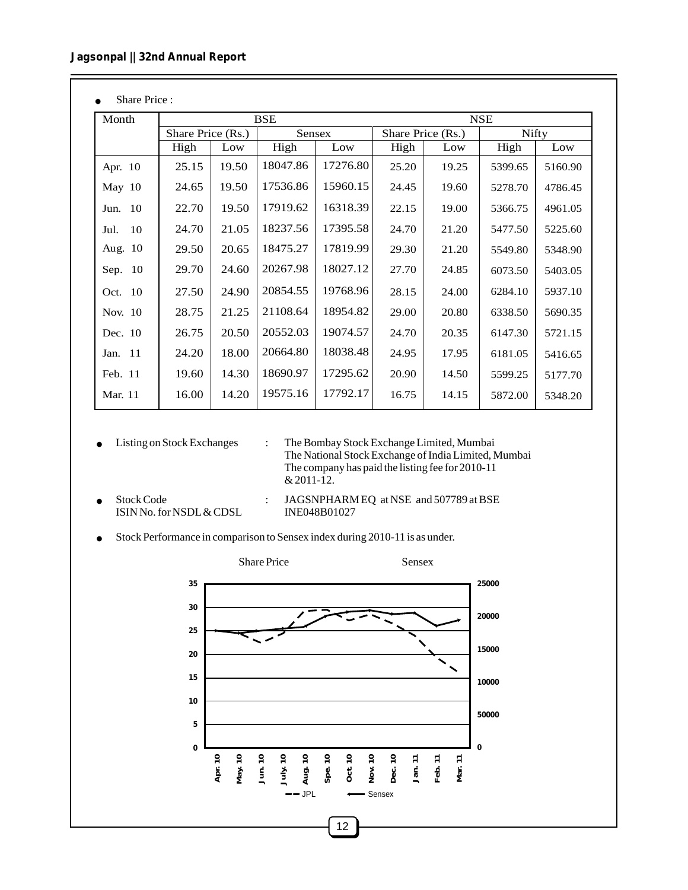- Share Price :

| Month | BSE | | | | NSE | | | |
|---|---|---|---|---|---|---|---|---|
| | Share Price (Rs.) | | Sensex | | Share Price (Rs.) | | Nifty | |
| | High | Low | High | Low | High | Low | High | Low |
| Apr. 10 | 25.15 | 19.50 | 18047.86 | 17276.80 | 25.20 | 19.25 | 5399.65 | 5160.90 |
| May 10 | 24.65 | 19.50 | 17536.86 | 15960.15 | 24.45 | 19.60 | 5278.70 | 4786.45 |
| Jun. 10 | 22.70 | 19.50 | 17919.62 | 16318.39 | 22.15 | 19.00 | 5366.75 | 4961.05 |
| Jul. 10 | 24.70 | 21.05 | 18237.56 | 17395.58 | 24.70 | 21.20 | 5477.50 | 5225.60 |
| Aug. 10 | 29.50 | 20.65 | 18475.27 | 17819.99 | 29.30 | 21.20 | 5549.80 | 5348.90 |
| Sep. 10 | 29.70 | 24.60 | 20267.98 | 18027.12 | 27.70 | 24.85 | 6073.50 | 5403.05 |
| Oct. 10 | 27.50 | 24.90 | 20854.55 | 19768.96 | 28.15 | 24.00 | 6284.10 | 5937.10 |
| Nov. 10 | 28.75 | 21.25 | 21108.64 | 18954.82 | 29.00 | 20.80 | 6338.50 | 5690.35 |
| Dec. 10 | 26.75 | 20.50 | 20552.03 | 19074.57 | 24.70 | 20.35 | 6147.30 | 5721.15 |
| Jan. 11 | 24.20 | 18.00 | 20664.80 | 18038.48 | 24.95 | 17.95 | 6181.05 | 5416.65 |
| Feb. 11 | 19.60 | 14.30 | 18690.97 | 17295.62 | 20.90 | 14.50 | 5599.25 | 5177.70 |
| Mar. 11 | 16.00 | 14.20 | 19575.16 | 17792.17 | 16.75 | 14.15 | 5872.00 | 5348.20 |

- Listing on Stock Exchanges : The Bombay Stock Exchange Limited, Mumbai
  The National Stock Exchange of India Limited, Mumbai
  The company has paid the listing fee for 2010-11 & 2011-12.

- Stock Code : JAGSNPHARM EQ at NSE and 507789 at BSE
  ISIN No. for NSDL & CDSL INE048B01027

- Stock Performance in comparison to Sensex index during 2010-11 is as under.

Share Price    Sensex

— — JPL    —— Sensex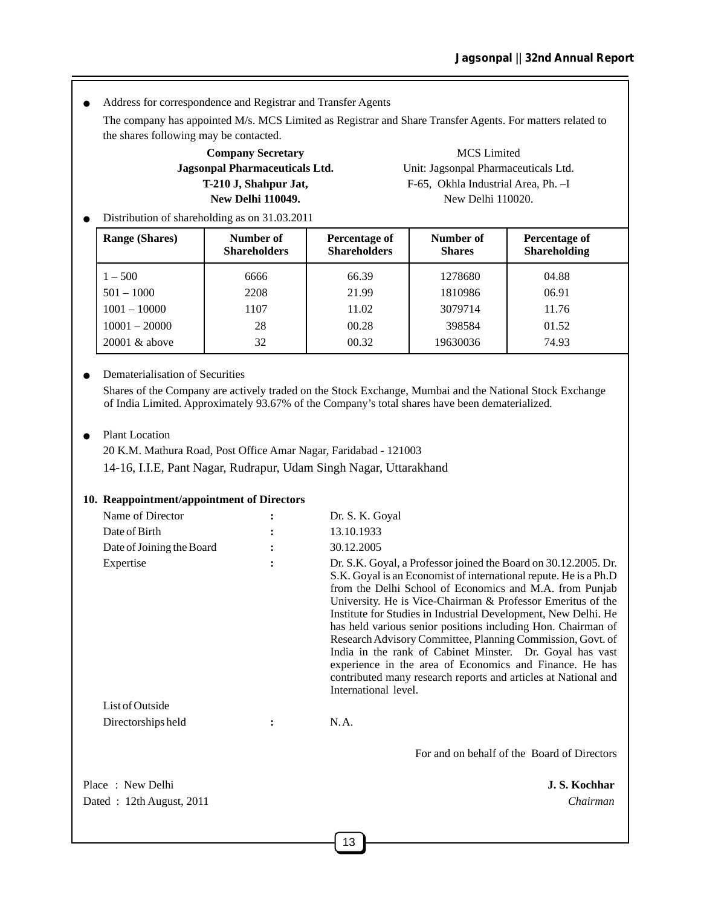- Address for correspondence and Registrar and Transfer Agents

  The company has appointed M/s. MCS Limited as Registrar and Share Transfer Agents. For matters related to the shares following may be contacted.

  | **Company Secretary** | MCS Limited |
  |---|---|
  | **Jagsonpal Pharmaceuticals Ltd.** | Unit: Jagsonpal Pharmaceuticals Ltd. |
  | **T-210 J, Shahpur Jat,** | F-65, Okhla Industrial Area, Ph. –I |
  | **New Delhi 110049.** | New Delhi 110020. |

- Distribution of shareholding as on 31.03.2011

| Range (Shares) | Number of Shareholders | Percentage of Shareholders | Number of Shares | Percentage of Shareholding |
|---|---|---|---|---|
| 1 – 500 | 6666 | 66.39 | 1278680 | 04.88 |
| 501 – 1000 | 2208 | 21.99 | 1810986 | 06.91 |
| 1001 – 10000 | 1107 | 11.02 | 3079714 | 11.76 |
| 10001 – 20000 | 28 | 00.28 | 398584 | 01.52 |
| 20001 & above | 32 | 00.32 | 19630036 | 74.93 |

- Dematerialisation of Securities

  Shares of the Company are actively traded on the Stock Exchange, Mumbai and the National Stock Exchange of India Limited. Approximately 93.67% of the Company's total shares have been dematerialized.

- Plant Location

  20 K.M. Mathura Road, Post Office Amar Nagar, Faridabad - 121003

  14-16, I.I.E, Pant Nagar, Rudrapur, Udam Singh Nagar, Uttarakhand

**10. Reappointment/appointment of Directors**

| | | |
|---|---|---|
| Name of Director | : | Dr. S. K. Goyal |
| Date of Birth | : | 13.10.1933 |
| Date of Joining the Board | : | 30.12.2005 |
| Expertise | : | Dr. S.K. Goyal, a Professor joined the Board on 30.12.2005. Dr. S.K. Goyal is an Economist of international repute. He is a Ph.D from the Delhi School of Economics and M.A. from Punjab University. He is Vice-Chairman & Professor Emeritus of the Institute for Studies in Industrial Development, New Delhi. He has held various senior positions including Hon. Chairman of Research Advisory Committee, Planning Commission, Govt. of India in the rank of Cabinet Minster. Dr. Goyal has vast experience in the area of Economics and Finance. He has contributed many research reports and articles at National and International level. |
| List of Outside Directorships held | : | N.A. |

For and on behalf of the Board of Directors

Place : New Delhi
Dated : 12th August, 2011

**J. S. Kochhar**
*Chairman*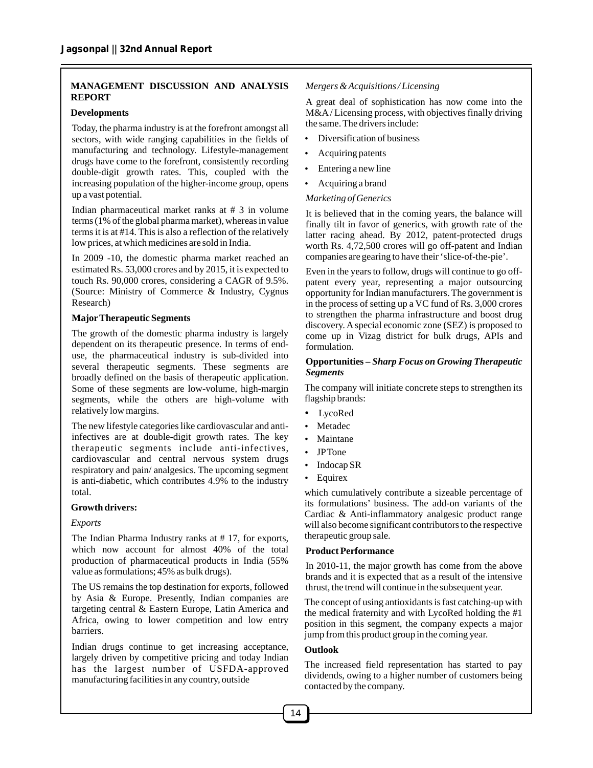## MANAGEMENT DISCUSSION AND ANALYSIS REPORT

### Developments

Today, the pharma industry is at the forefront amongst all sectors, with wide ranging capabilities in the fields of manufacturing and technology. Lifestyle-management drugs have come to the forefront, consistently recording double-digit growth rates. This, coupled with the increasing population of the higher-income group, opens up a vast potential.

Indian pharmaceutical market ranks at # 3 in volume terms (1% of the global pharma market), whereas in value terms it is at #14. This is also a reflection of the relatively low prices, at which medicines are sold in India.

In 2009 -10, the domestic pharma market reached an estimated Rs. 53,000 crores and by 2015, it is expected to touch Rs. 90,000 crores, considering a CAGR of 9.5%. (Source: Ministry of Commerce & Industry, Cygnus Research)

### Major Therapeutic Segments

The growth of the domestic pharma industry is largely dependent on its therapeutic presence. In terms of end-use, the pharmaceutical industry is sub-divided into several therapeutic segments. These segments are broadly defined on the basis of therapeutic application. Some of these segments are low-volume, high-margin segments, while the others are high-volume with relatively low margins.

The new lifestyle categories like cardiovascular and anti-infectives are at double-digit growth rates. The key therapeutic segments include anti-infectives, cardiovascular and central nervous system drugs respiratory and pain/ analgesics. The upcoming segment is anti-diabetic, which contributes 4.9% to the industry total.

### Growth drivers:

*Exports*

The Indian Pharma Industry ranks at # 17, for exports, which now account for almost 40% of the total production of pharmaceutical products in India (55% value as formulations; 45% as bulk drugs).

The US remains the top destination for exports, followed by Asia & Europe. Presently, Indian companies are targeting central & Eastern Europe, Latin America and Africa, owing to lower competition and low entry barriers.

Indian drugs continue to get increasing acceptance, largely driven by competitive pricing and today Indian has the largest number of USFDA-approved manufacturing facilities in any country, outside

*Mergers & Acquisitions / Licensing*

A great deal of sophistication has now come into the M&A / Licensing process, with objectives finally driving the same. The drivers include:

- Diversification of business
- Acquiring patents
- Entering a new line
- Acquiring a brand

*Marketing of Generics*

It is believed that in the coming years, the balance will finally tilt in favor of generics, with growth rate of the latter racing ahead. By 2012, patent-protected drugs worth Rs. 4,72,500 crores will go off-patent and Indian companies are gearing to have their 'slice-of-the-pie'.

Even in the years to follow, drugs will continue to go off-patent every year, representing a major outsourcing opportunity for Indian manufacturers. The government is in the process of setting up a VC fund of Rs. 3,000 crores to strengthen the pharma infrastructure and boost drug discovery. A special economic zone (SEZ) is proposed to come up in Vizag district for bulk drugs, APIs and formulation.

### Opportunities – *Sharp Focus on Growing Therapeutic Segments*

The company will initiate concrete steps to strengthen its flagship brands:

- LycoRed
- Metadec
- Maintane
- JP Tone
- Indocap SR
- Equirex

which cumulatively contribute a sizeable percentage of its formulations' business. The add-on variants of the Cardiac & Anti-inflammatory analgesic product range will also become significant contributors to the respective therapeutic group sale.

### Product Performance

In 2010-11, the major growth has come from the above brands and it is expected that as a result of the intensive thrust, the trend will continue in the subsequent year.

The concept of using antioxidants is fast catching-up with the medical fraternity and with LycoRed holding the #1 position in this segment, the company expects a major jump from this product group in the coming year.

### Outlook

The increased field representation has started to pay dividends, owing to a higher number of customers being contacted by the company.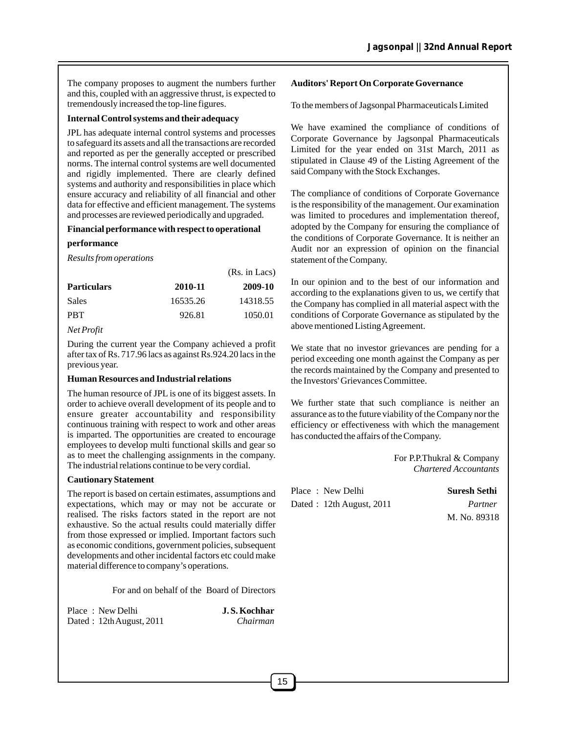The company proposes to augment the numbers further and this, coupled with an aggressive thrust, is expected to tremendously increased the top-line figures.

**Internal Control systems and their adequacy**

JPL has adequate internal control systems and processes to safeguard its assets and all the transactions are recorded and reported as per the generally accepted or prescribed norms. The internal control systems are well documented and rigidly implemented. There are clearly defined systems and authority and responsibilities in place which ensure accuracy and reliability of all financial and other data for effective and efficient management. The systems and processes are reviewed periodically and upgraded.

**Financial performance with respect to operational performance**

*Results from operations*

(Rs. in Lacs)

| Particulars | 2010-11 | 2009-10 |
|---|---|---|
| Sales | 16535.26 | 14318.55 |
| PBT | 926.81 | 1050.01 |

*Net Profit*

During the current year the Company achieved a profit after tax of Rs. 717.96 lacs as against Rs.924.20 lacs in the previous year.

**Human Resources and Industrial relations**

The human resource of JPL is one of its biggest assets. In order to achieve overall development of its people and to ensure greater accountability and responsibility continuous training with respect to work and other areas is imparted. The opportunities are created to encourage employees to develop multi functional skills and gear so as to meet the challenging assignments in the company. The industrial relations continue to be very cordial.

**Cautionary Statement**

The report is based on certain estimates, assumptions and expectations, which may or may not be accurate or realised. The risks factors stated in the report are not exhaustive. So the actual results could materially differ from those expressed or implied. Important factors such as economic conditions, government policies, subsequent developments and other incidental factors etc could make material difference to company's operations.

For and on behalf of the Board of Directors

Place : New Delhi
Dated : 12th August, 2011

**J. S. Kochhar**
*Chairman*

**Auditors' Report On Corporate Governance**

To the members of Jagsonpal Pharmaceuticals Limited

We have examined the compliance of conditions of Corporate Governance by Jagsonpal Pharmaceuticals Limited for the year ended on 31st March, 2011 as stipulated in Clause 49 of the Listing Agreement of the said Company with the Stock Exchanges.

The compliance of conditions of Corporate Governance is the responsibility of the management. Our examination was limited to procedures and implementation thereof, adopted by the Company for ensuring the compliance of the conditions of Corporate Governance. It is neither an Audit nor an expression of opinion on the financial statement of the Company.

In our opinion and to the best of our information and according to the explanations given to us, we certify that the Company has complied in all material aspect with the conditions of Corporate Governance as stipulated by the above mentioned Listing Agreement.

We state that no investor grievances are pending for a period exceeding one month against the Company as per the records maintained by the Company and presented to the Investors' Grievances Committee.

We further state that such compliance is neither an assurance as to the future viability of the Company nor the efficiency or effectiveness with which the management has conducted the affairs of the Company.

For P.P.Thukral & Company
*Chartered Accountants*

Place : New Delhi
Dated : 12th August, 2011

**Suresh Sethi**
*Partner*
M. No. 89318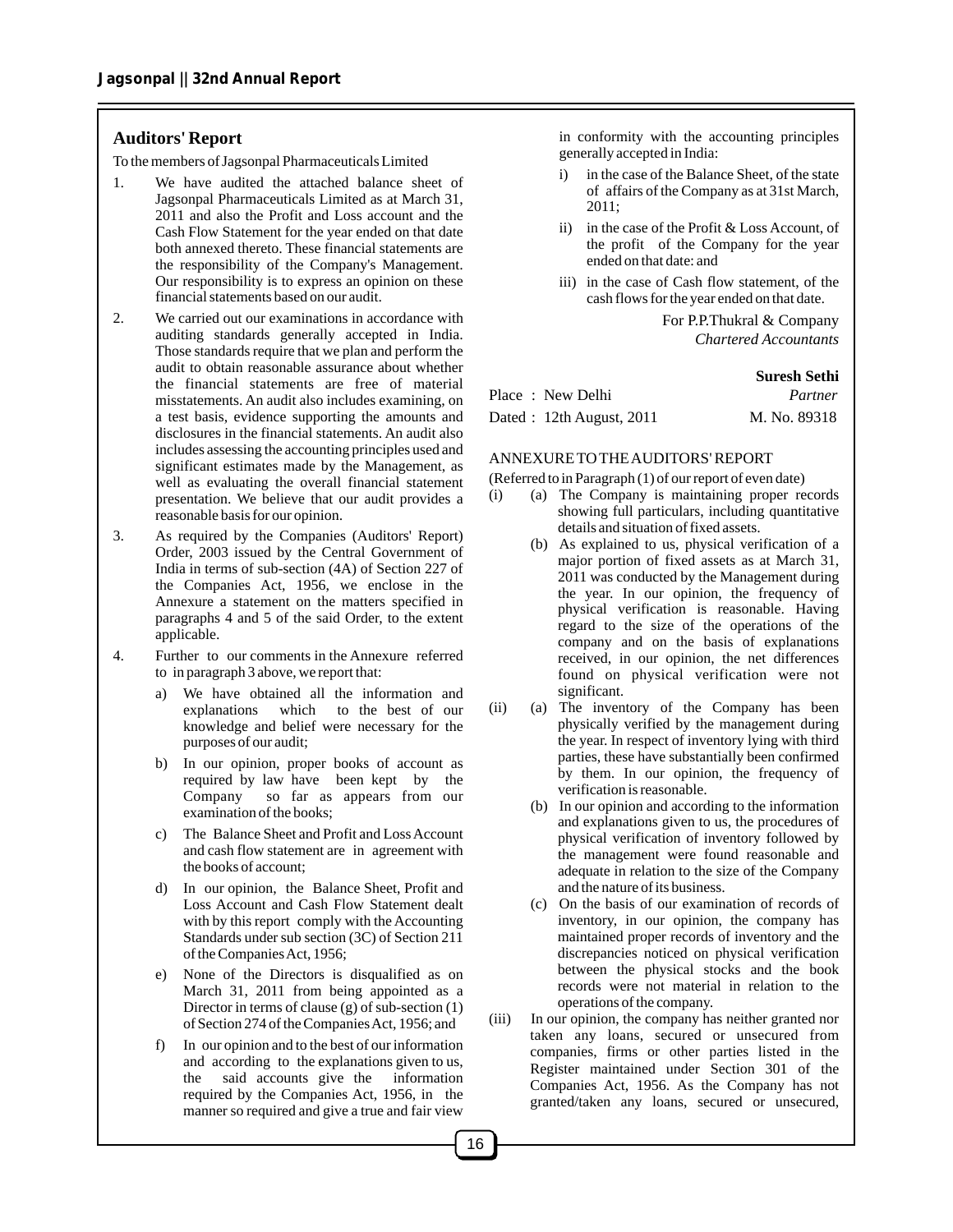## Auditors' Report

To the members of Jagsonpal Pharmaceuticals Limited

1. We have audited the attached balance sheet of Jagsonpal Pharmaceuticals Limited as at March 31, 2011 and also the Profit and Loss account and the Cash Flow Statement for the year ended on that date both annexed thereto. These financial statements are the responsibility of the Company's Management. Our responsibility is to express an opinion on these financial statements based on our audit.

2. We carried out our examinations in accordance with auditing standards generally accepted in India. Those standards require that we plan and perform the audit to obtain reasonable assurance about whether the financial statements are free of material misstatements. An audit also includes examining, on a test basis, evidence supporting the amounts and disclosures in the financial statements. An audit also includes assessing the accounting principles used and significant estimates made by the Management, as well as evaluating the overall financial statement presentation. We believe that our audit provides a reasonable basis for our opinion.

3. As required by the Companies (Auditors' Report) Order, 2003 issued by the Central Government of India in terms of sub-section (4A) of Section 227 of the Companies Act, 1956, we enclose in the Annexure a statement on the matters specified in paragraphs 4 and 5 of the said Order, to the extent applicable.

4. Further to our comments in the Annexure referred to in paragraph 3 above, we report that:

   a) We have obtained all the information and explanations which to the best of our knowledge and belief were necessary for the purposes of our audit;

   b) In our opinion, proper books of account as required by law have been kept by the Company so far as appears from our examination of the books;

   c) The Balance Sheet and Profit and Loss Account and cash flow statement are in agreement with the books of account;

   d) In our opinion, the Balance Sheet, Profit and Loss Account and Cash Flow Statement dealt with by this report comply with the Accounting Standards under sub section (3C) of Section 211 of the Companies Act, 1956;

   e) None of the Directors is disqualified as on March 31, 2011 from being appointed as a Director in terms of clause (g) of sub-section (1) of Section 274 of the Companies Act, 1956; and

   f) In our opinion and to the best of our information and according to the explanations given to us, the said accounts give the information required by the Companies Act, 1956, in the manner so required and give a true and fair view in conformity with the accounting principles generally accepted in India:

      i) in the case of the Balance Sheet, of the state of affairs of the Company as at 31st March, 2011;

      ii) in the case of the Profit & Loss Account, of the profit of the Company for the year ended on that date: and

      iii) in the case of Cash flow statement, of the cash flows for the year ended on that date.

For P.P.Thukral & Company
*Chartered Accountants*

**Suresh Sethi**
*Partner*
M. No. 89318

Place : New Delhi
Dated : 12th August, 2011

### ANNEXURE TO THE AUDITORS' REPORT

(Referred to in Paragraph (1) of our report of even date)

(i) (a) The Company is maintaining proper records showing full particulars, including quantitative details and situation of fixed assets.

(b) As explained to us, physical verification of a major portion of fixed assets as at March 31, 2011 was conducted by the Management during the year. In our opinion, the frequency of physical verification is reasonable. Having regard to the size of the operations of the company and on the basis of explanations received, in our opinion, the net differences found on physical verification were not significant.

(ii) (a) The inventory of the Company has been physically verified by the management during the year. In respect of inventory lying with third parties, these have substantially been confirmed by them. In our opinion, the frequency of verification is reasonable.

(b) In our opinion and according to the information and explanations given to us, the procedures of physical verification of inventory followed by the management were found reasonable and adequate in relation to the size of the Company and the nature of its business.

(c) On the basis of our examination of records of inventory, in our opinion, the company has maintained proper records of inventory and the discrepancies noticed on physical verification between the physical stocks and the book records were not material in relation to the operations of the company.

(iii) In our opinion, the company has neither granted nor taken any loans, secured or unsecured from companies, firms or other parties listed in the Register maintained under Section 301 of the Companies Act, 1956. As the Company has not granted/taken any loans, secured or unsecured,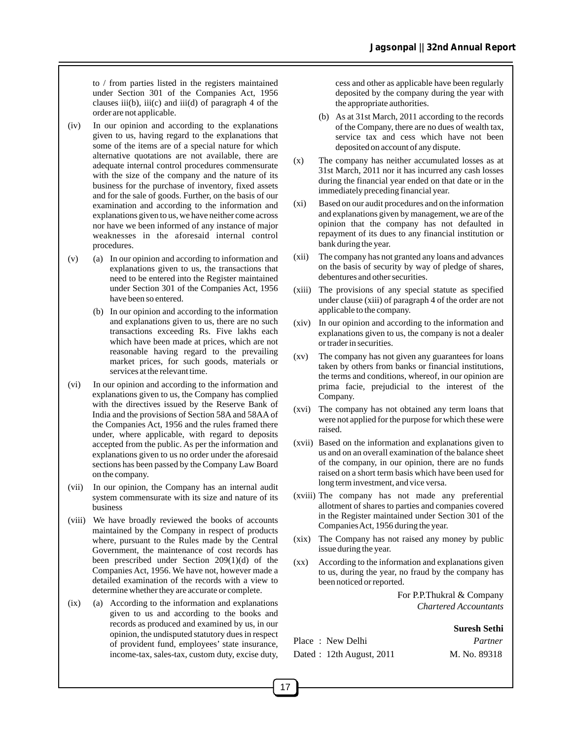to / from parties listed in the registers maintained under Section 301 of the Companies Act, 1956 clauses iii(b), iii(c) and iii(d) of paragraph 4 of the order are not applicable.

(iv) In our opinion and according to the explanations given to us, having regard to the explanations that some of the items are of a special nature for which alternative quotations are not available, there are adequate internal control procedures commensurate with the size of the company and the nature of its business for the purchase of inventory, fixed assets and for the sale of goods. Further, on the basis of our examination and according to the information and explanations given to us, we have neither come across nor have we been informed of any instance of major weaknesses in the aforesaid internal control procedures.

(v) (a) In our opinion and according to information and explanations given to us, the transactions that need to be entered into the Register maintained under Section 301 of the Companies Act, 1956 have been so entered.

(b) In our opinion and according to the information and explanations given to us, there are no such transactions exceeding Rs. Five lakhs each which have been made at prices, which are not reasonable having regard to the prevailing market prices, for such goods, materials or services at the relevant time.

(vi) In our opinion and according to the information and explanations given to us, the Company has complied with the directives issued by the Reserve Bank of India and the provisions of Section 58A and 58AA of the Companies Act, 1956 and the rules framed there under, where applicable, with regard to deposits accepted from the public. As per the information and explanations given to us no order under the aforesaid sections has been passed by the Company Law Board on the company.

(vii) In our opinion, the Company has an internal audit system commensurate with its size and nature of its business

(viii) We have broadly reviewed the books of accounts maintained by the Company in respect of products where, pursuant to the Rules made by the Central Government, the maintenance of cost records has been prescribed under Section 209(1)(d) of the Companies Act, 1956. We have not, however made a detailed examination of the records with a view to determine whether they are accurate or complete.

(ix) (a) According to the information and explanations given to us and according to the books and records as produced and examined by us, in our opinion, the undisputed statutory dues in respect of provident fund, employees' state insurance, income-tax, sales-tax, custom duty, excise duty, cess and other as applicable have been regularly deposited by the company during the year with the appropriate authorities.

(b) As at 31st March, 2011 according to the records of the Company, there are no dues of wealth tax, service tax and cess which have not been deposited on account of any dispute.

(x) The company has neither accumulated losses as at 31st March, 2011 nor it has incurred any cash losses during the financial year ended on that date or in the immediately preceding financial year.

(xi) Based on our audit procedures and on the information and explanations given by management, we are of the opinion that the company has not defaulted in repayment of its dues to any financial institution or bank during the year.

(xii) The company has not granted any loans and advances on the basis of security by way of pledge of shares, debentures and other securities.

(xiii) The provisions of any special statute as specified under clause (xiii) of paragraph 4 of the order are not applicable to the company.

(xiv) In our opinion and according to the information and explanations given to us, the company is not a dealer or trader in securities.

(xv) The company has not given any guarantees for loans taken by others from banks or financial institutions, the terms and conditions, whereof, in our opinion are prima facie, prejudicial to the interest of the Company.

(xvi) The company has not obtained any term loans that were not applied for the purpose for which these were raised.

(xvii) Based on the information and explanations given to us and on an overall examination of the balance sheet of the company, in our opinion, there are no funds raised on a short term basis which have been used for long term investment, and vice versa.

(xviii) The company has not made any preferential allotment of shares to parties and companies covered in the Register maintained under Section 301 of the Companies Act, 1956 during the year.

(xix) The Company has not raised any money by public issue during the year.

(xx) According to the information and explanations given to us, during the year, no fraud by the company has been noticed or reported.

For P.P.Thukral & Company
*Chartered Accountants*

**Suresh Sethi**
*Partner*
M. No. 89318

Place : New Delhi
Dated : 12th August, 2011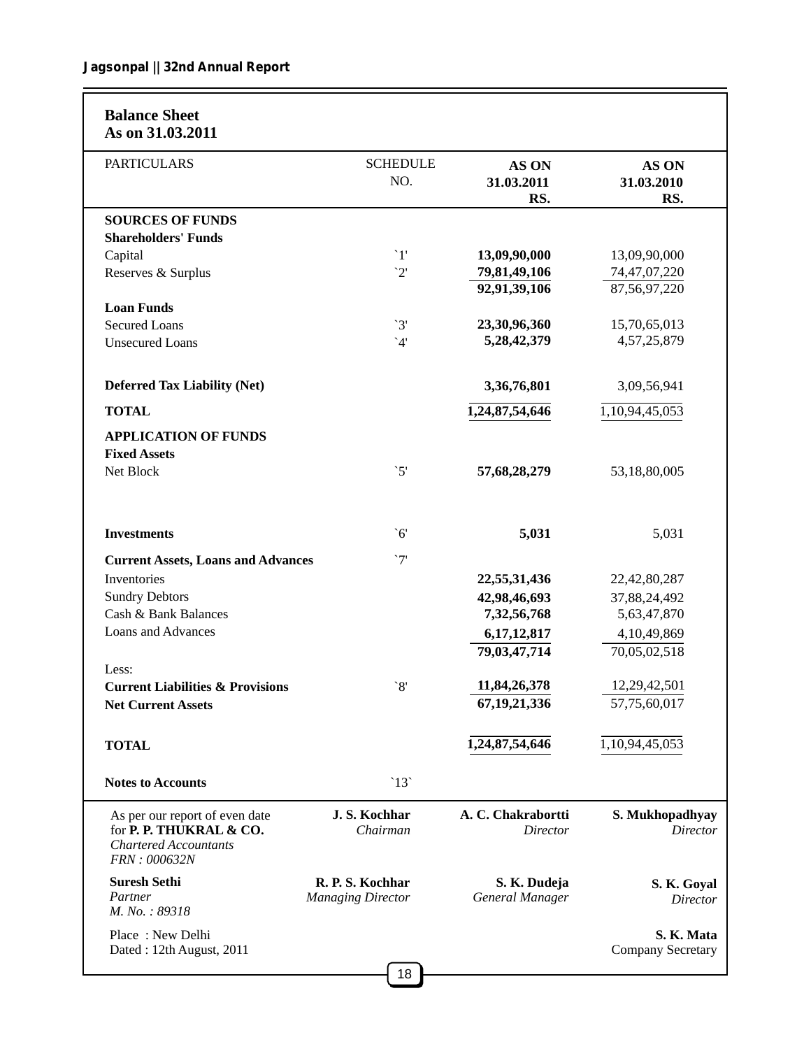## Balance Sheet
### As on 31.03.2011

| PARTICULARS | SCHEDULE NO. | AS ON 31.03.2011 RS. | AS ON 31.03.2010 RS. |
|---|---|---|---|
| **SOURCES OF FUNDS** | | | |
| **Shareholders' Funds** | | | |
| Capital | `1' | **13,09,90,000** | 13,09,90,000 |
| Reserves & Surplus | `2' | **79,81,49,106** | 74,47,07,220 |
| | | **92,91,39,106** | 87,56,97,220 |
| **Loan Funds** | | | |
| Secured Loans | `3' | **23,30,96,360** | 15,70,65,013 |
| Unsecured Loans | `4' | **5,28,42,379** | 4,57,25,879 |
| **Deferred Tax Liability (Net)** | | **3,36,76,801** | 3,09,56,941 |
| **TOTAL** | | **1,24,87,54,646** | 1,10,94,45,053 |
| **APPLICATION OF FUNDS** | | | |
| **Fixed Assets** | | | |
| Net Block | `5' | **57,68,28,279** | 53,18,80,005 |
| **Investments** | `6' | **5,031** | 5,031 |
| **Current Assets, Loans and Advances** | `7' | | |
| Inventories | | **22,55,31,436** | 22,42,80,287 |
| Sundry Debtors | | **42,98,46,693** | 37,88,24,492 |
| Cash & Bank Balances | | **7,32,56,768** | 5,63,47,870 |
| Loans and Advances | | **6,17,12,817** | 4,10,49,869 |
| | | **79,03,47,714** | 70,05,02,518 |
| Less: | | | |
| **Current Liabilities & Provisions** | `8' | **11,84,26,378** | 12,29,42,501 |
| **Net Current Assets** | | **67,19,21,336** | 57,75,60,017 |
| **TOTAL** | | **1,24,87,54,646** | 1,10,94,45,053 |
| **Notes to Accounts** | `13` | | |

As per our report of even date
for **P. P. THUKRAL & CO.**
*Chartered Accountants*
*FRN : 000632N*

**Suresh Sethi**
*Partner*
*M. No. : 89318*

Place : New Delhi
Dated : 12th August, 2011

**J. S. Kochhar** – *Chairman*

**A. C. Chakrabortti** – *Director*

**S. Mukhopadhyay** – *Director*

**R. P. S. Kochhar** – *Managing Director*

**S. K. Dudeja** – *General Manager*

**S. K. Goyal** – *Director*

**S. K. Mata** – Company Secretary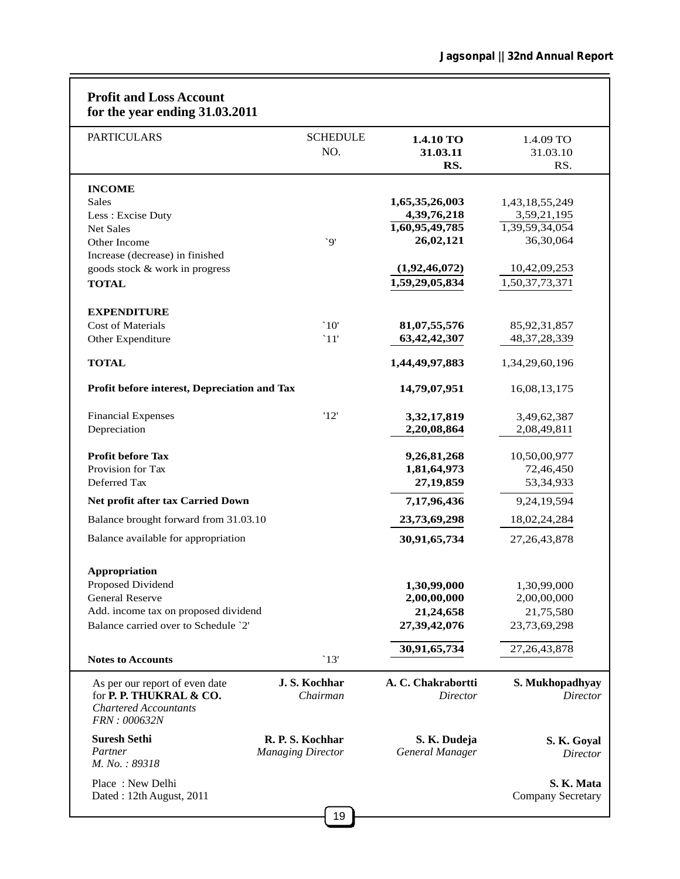## Profit and Loss Account for the year ending 31.03.2011

| PARTICULARS | SCHEDULE NO. | 1.4.10 TO 31.03.11 RS. | 1.4.09 TO 31.03.10 RS. |
|---|---|---|---|
| **INCOME** | | | |
| Sales | | **1,65,35,26,003** | 1,43,18,55,249 |
| Less : Excise Duty | | **4,39,76,218** | 3,59,21,195 |
| Net Sales | | **1,60,95,49,785** | 1,39,59,34,054 |
| Other Income | `9' | **26,02,121** | 36,30,064 |
| Increase (decrease) in finished goods stock & work in progress | | **(1,92,46,072)** | 10,42,09,253 |
| **TOTAL** | | **1,59,29,05,834** | 1,50,37,73,371 |
| **EXPENDITURE** | | | |
| Cost of Materials | `10' | **81,07,55,576** | 85,92,31,857 |
| Other Expenditure | `11' | **63,42,42,307** | 48,37,28,339 |
| **TOTAL** | | **1,44,49,97,883** | 1,34,29,60,196 |
| **Profit before interest, Depreciation and Tax** | | **14,79,07,951** | 16,08,13,175 |
| Financial Expenses | '12' | **3,32,17,819** | 3,49,62,387 |
| Depreciation | | **2,20,08,864** | 2,08,49,811 |
| **Profit before Tax** | | **9,26,81,268** | 10,50,00,977 |
| Provision for Tax | | **1,81,64,973** | 72,46,450 |
| Deferred Tax | | **27,19,859** | 53,34,933 |
| **Net profit after tax Carried Down** | | **7,17,96,436** | 9,24,19,594 |
| Balance brought forward from 31.03.10 | | **23,73,69,298** | 18,02,24,284 |
| Balance available for appropriation | | **30,91,65,734** | 27,26,43,878 |
| **Appropriation** | | | |
| Proposed Dividend | | **1,30,99,000** | 1,30,99,000 |
| General Reserve | | **2,00,00,000** | 2,00,00,000 |
| Add. income tax on proposed dividend | | **21,24,658** | 21,75,580 |
| Balance carried over to Schedule `2' | | **27,39,42,076** | 23,73,69,298 |
| | | **30,91,65,734** | 27,26,43,878 |
| **Notes to Accounts** | `13' | | |

As per our report of even date
for **P. P. THUKRAL & CO.**
*Chartered Accountants*
*FRN : 000632N*

**Suresh Sethi**
*Partner*
*M. No. : 89318*

Place : New Delhi
Dated : 12th August, 2011

| | | |
|---|---|---|
| **J. S. Kochhar** *Chairman* | **A. C. Chakrabortti** *Director* | **S. Mukhopadhyay** *Director* |
| **R. P. S. Kochhar** *Managing Director* | **S. K. Dudeja** *General Manager* | **S. K. Goyal** *Director* |
| | | **S. K. Mata** Company Secretary |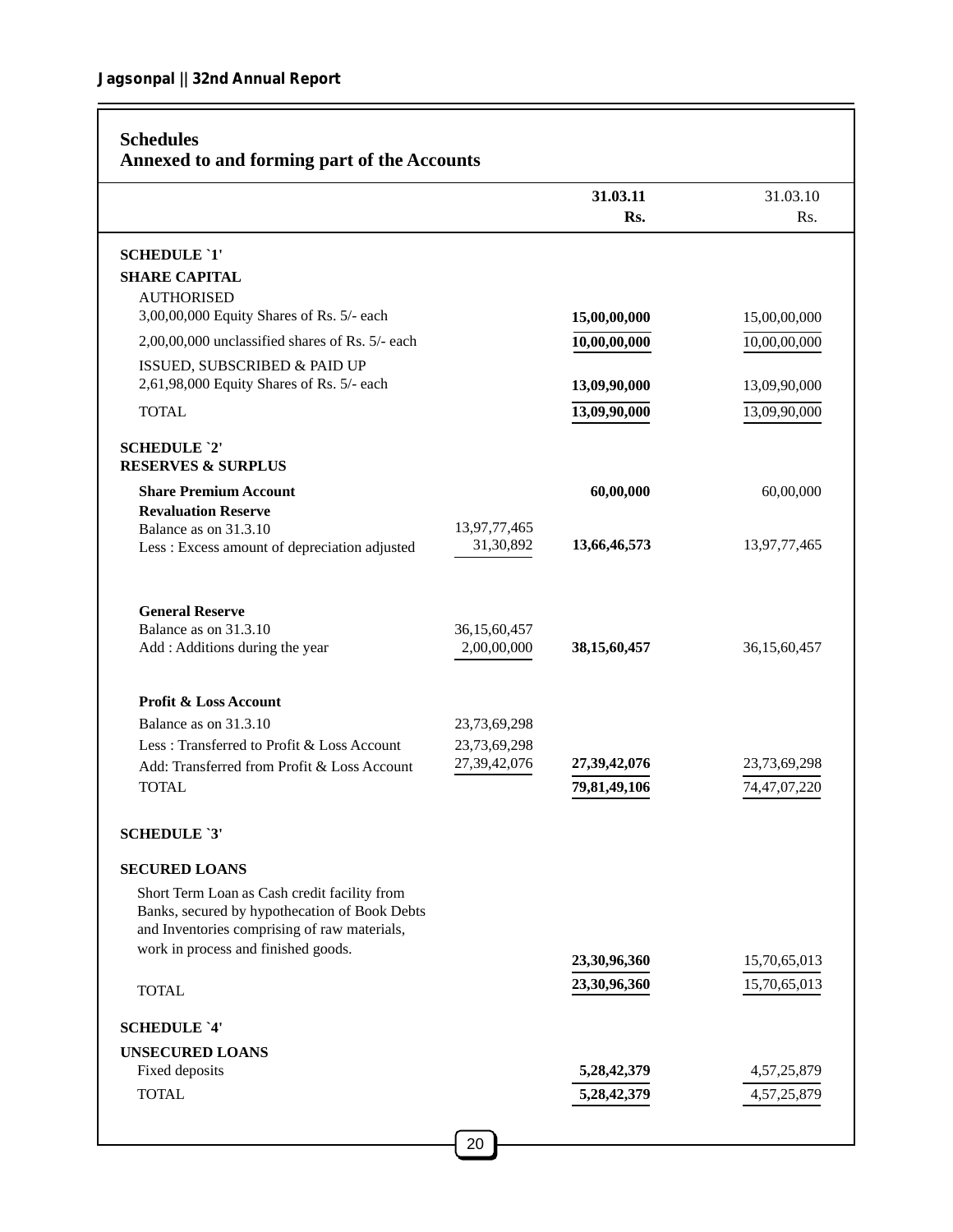## Schedules

### Annexed to and forming part of the Accounts

| | | 31.03.11 Rs. | 31.03.10 Rs. |
|---|---|---|---|
| **SCHEDULE `1'** | | | |
| **SHARE CAPITAL** | | | |
| AUTHORISED | | | |
| 3,00,00,000 Equity Shares of Rs. 5/- each | | **15,00,00,000** | 15,00,00,000 |
| 2,00,00,000 unclassified shares of Rs. 5/- each | | **10,00,00,000** | 10,00,00,000 |
| ISSUED, SUBSCRIBED & PAID UP | | | |
| 2,61,98,000 Equity Shares of Rs. 5/- each | | **13,09,90,000** | 13,09,90,000 |
| TOTAL | | **13,09,90,000** | 13,09,90,000 |
| **SCHEDULE `2'** | | | |
| **RESERVES & SURPLUS** | | | |
| **Share Premium Account** | | **60,00,000** | 60,00,000 |
| **Revaluation Reserve** | | | |
| Balance as on 31.3.10 | 13,97,77,465 | | |
| Less : Excess amount of depreciation adjusted | 31,30,892 | **13,66,46,573** | 13,97,77,465 |
| **General Reserve** | | | |
| Balance as on 31.3.10 | 36,15,60,457 | | |
| Add : Additions during the year | 2,00,00,000 | **38,15,60,457** | 36,15,60,457 |
| **Profit & Loss Account** | | | |
| Balance as on 31.3.10 | 23,73,69,298 | | |
| Less : Transferred to Profit & Loss Account | 23,73,69,298 | | |
| Add: Transferred from Profit & Loss Account | 27,39,42,076 | **27,39,42,076** | 23,73,69,298 |
| TOTAL | | **79,81,49,106** | 74,47,07,220 |
| **SCHEDULE `3'** | | | |
| **SECURED LOANS** | | | |
| Short Term Loan as Cash credit facility from Banks, secured by hypothecation of Book Debts and Inventories comprising of raw materials, work in process and finished goods. | | **23,30,96,360** | 15,70,65,013 |
| TOTAL | | **23,30,96,360** | 15,70,65,013 |
| **SCHEDULE `4'** | | | |
| **UNSECURED LOANS** | | | |
| Fixed deposits | | **5,28,42,379** | 4,57,25,879 |
| TOTAL | | **5,28,42,379** | 4,57,25,879 |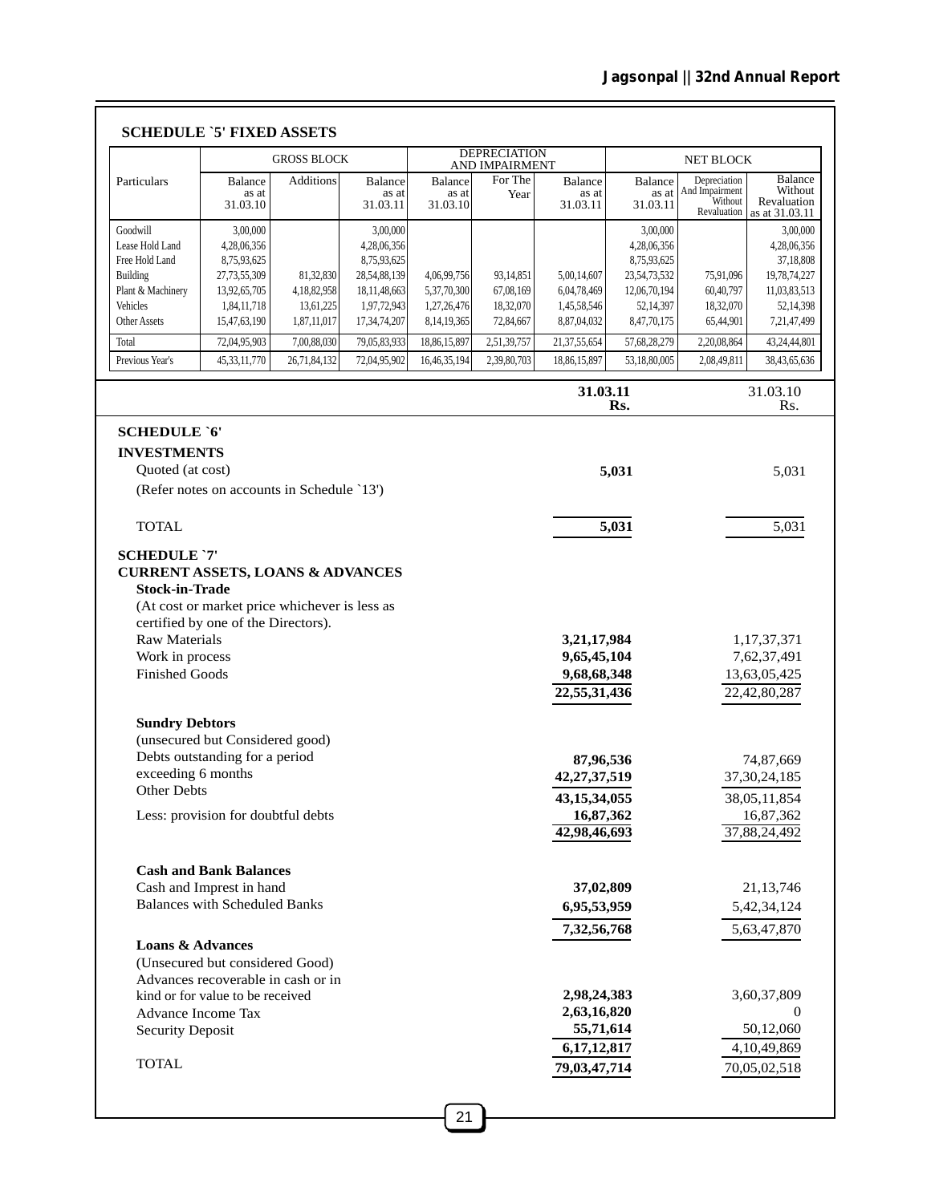## SCHEDULE `5' FIXED ASSETS

| Particulars | GROSS BLOCK | | | DEPRECIATION AND IMPAIRMENT | | | NET BLOCK | | |
|---|---|---|---|---|---|---|---|---|---|
| | Balance as at 31.03.10 | Additions | Balance as at 31.03.11 | Balance as at 31.03.10 | For The Year | Balance as at 31.03.11 | Balance as at 31.03.11 | Depreciation And Impairment Without Revaluation | Balance Without Revaluation as at 31.03.11 |
| Goodwill | 3,00,000 | | 3,00,000 | | | | 3,00,000 | | 3,00,000 |
| Lease Hold Land | 4,28,06,356 | | 4,28,06,356 | | | | 4,28,06,356 | | 4,28,06,356 |
| Free Hold Land | 8,75,93,625 | | 8,75,93,625 | | | | 8,75,93,625 | | 37,18,808 |
| Building | 27,73,55,309 | 81,32,830 | 28,54,88,139 | 4,06,99,756 | 93,14,851 | 5,00,14,607 | 23,54,73,532 | 75,91,096 | 19,78,74,227 |
| Plant & Machinery | 13,92,65,705 | 4,18,82,958 | 18,11,48,663 | 5,37,70,300 | 67,08,169 | 6,04,78,469 | 12,06,70,194 | 60,40,797 | 11,03,83,513 |
| Vehicles | 1,84,11,718 | 13,61,225 | 1,97,72,943 | 1,27,26,476 | 18,32,070 | 1,45,58,546 | 52,14,397 | 18,32,070 | 52,14,398 |
| Other Assets | 15,47,63,190 | 1,87,11,017 | 17,34,74,207 | 8,14,19,365 | 72,84,667 | 8,87,04,032 | 8,47,70,175 | 65,44,901 | 7,21,47,499 |
| Total | 72,04,95,903 | 7,00,88,030 | 79,05,83,933 | 18,86,15,897 | 2,51,39,757 | 21,37,55,654 | 57,68,28,279 | 2,20,08,864 | 43,24,44,801 |
| Previous Year's | 45,33,11,770 | 26,71,84,132 | 72,04,95,902 | 16,46,35,194 | 2,39,80,703 | 18,86,15,897 | 53,18,80,005 | 2,08,49,811 | 38,43,65,636 |

| | 31.03.11 Rs. | 31.03.10 Rs. |
|---|---|---|
| **SCHEDULE `6'** | | |
| **INVESTMENTS** | | |
| Quoted (at cost) | **5,031** | 5,031 |
| (Refer notes on accounts in Schedule `13') | | |
| TOTAL | **5,031** | 5,031 |
| **SCHEDULE `7'** | | |
| **CURRENT ASSETS, LOANS & ADVANCES** | | |
| **Stock-in-Trade** | | |
| (At cost or market price whichever is less as certified by one of the Directors). | | |
| Raw Materials | **3,21,17,984** | 1,17,37,371 |
| Work in process | **9,65,45,104** | 7,62,37,491 |
| Finished Goods | **9,68,68,348** | 13,63,05,425 |
| | **22,55,31,436** | 22,42,80,287 |
| **Sundry Debtors** | | |
| (unsecured but Considered good) | | |
| Debts outstanding for a period exceeding 6 months | **87,96,536** | 74,87,669 |
| Other Debts | **42,27,37,519** | 37,30,24,185 |
| | **43,15,34,055** | 38,05,11,854 |
| Less: provision for doubtful debts | **16,87,362** | 16,87,362 |
| | **42,98,46,693** | 37,88,24,492 |
| **Cash and Bank Balances** | | |
| Cash and Imprest in hand | **37,02,809** | 21,13,746 |
| Balances with Scheduled Banks | **6,95,53,959** | 5,42,34,124 |
| | **7,32,56,768** | 5,63,47,870 |
| **Loans & Advances** | | |
| (Unsecured but considered Good) | | |
| Advances recoverable in cash or in kind or for value to be received | **2,98,24,383** | 3,60,37,809 |
| Advance Income Tax | **2,63,16,820** | 0 |
| Security Deposit | **55,71,614** | 50,12,060 |
| | **6,17,12,817** | 4,10,49,869 |
| TOTAL | **79,03,47,714** | 70,05,02,518 |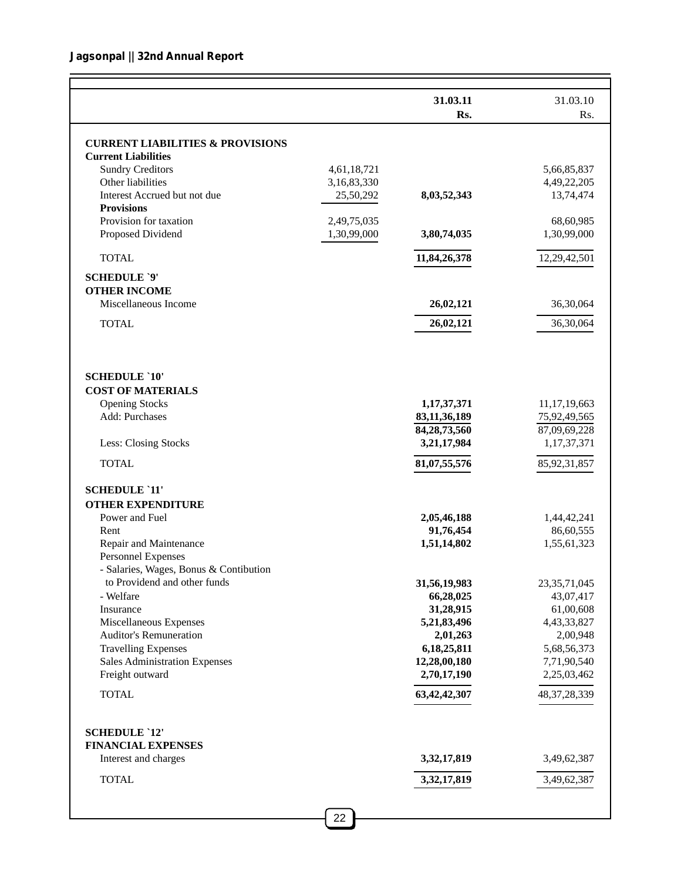| | | 31.03.11 Rs. | 31.03.10 Rs. |
|---|---|---|---|
| **CURRENT LIABILITIES & PROVISIONS** | | | |
| **Current Liabilities** | | | |
| Sundry Creditors | 4,61,18,721 | | 5,66,85,837 |
| Other liabilities | 3,16,83,330 | | 4,49,22,205 |
| Interest Accrued but not due | 25,50,292 | **8,03,52,343** | 13,74,474 |
| **Provisions** | | | |
| Provision for taxation | 2,49,75,035 | | 68,60,985 |
| Proposed Dividend | 1,30,99,000 | **3,80,74,035** | 1,30,99,000 |
| TOTAL | | **11,84,26,378** | 12,29,42,501 |
| **SCHEDULE `9'** | | | |
| **OTHER INCOME** | | | |
| Miscellaneous Income | | **26,02,121** | 36,30,064 |
| TOTAL | | **26,02,121** | 36,30,064 |
| **SCHEDULE `10'** | | | |
| **COST OF MATERIALS** | | | |
| Opening Stocks | | **1,17,37,371** | 11,17,19,663 |
| Add: Purchases | | **83,11,36,189** | 75,92,49,565 |
| | | **84,28,73,560** | 87,09,69,228 |
| Less: Closing Stocks | | **3,21,17,984** | 1,17,37,371 |
| TOTAL | | **81,07,55,576** | 85,92,31,857 |
| **SCHEDULE `11'** | | | |
| **OTHER EXPENDITURE** | | | |
| Power and Fuel | | **2,05,46,188** | 1,44,42,241 |
| Rent | | **91,76,454** | 86,60,555 |
| Repair and Maintenance | | **1,51,14,802** | 1,55,61,323 |
| Personnel Expenses | | | |
| - Salaries, Wages, Bonus & Contibution to Providend and other funds | | **31,56,19,983** | 23,35,71,045 |
| - Welfare | | **66,28,025** | 43,07,417 |
| Insurance | | **31,28,915** | 61,00,608 |
| Miscellaneous Expenses | | **5,21,83,496** | 4,43,33,827 |
| Auditor's Remuneration | | **2,01,263** | 2,00,948 |
| Travelling Expenses | | **6,18,25,811** | 5,68,56,373 |
| Sales Administration Expenses | | **12,28,00,180** | 7,71,90,540 |
| Freight outward | | **2,70,17,190** | 2,25,03,462 |
| TOTAL | | **63,42,42,307** | 48,37,28,339 |
| **SCHEDULE `12'** | | | |
| **FINANCIAL EXPENSES** | | | |
| Interest and charges | | **3,32,17,819** | 3,49,62,387 |
| TOTAL | | **3,32,17,819** | 3,49,62,387 |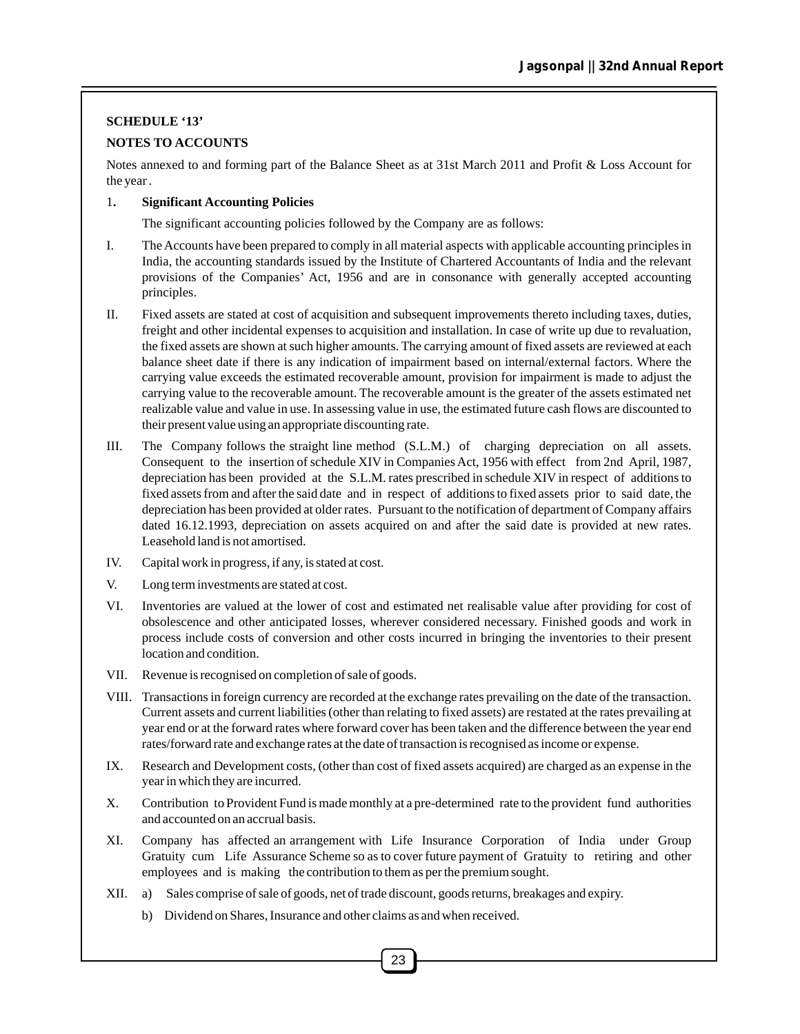**SCHEDULE '13'**

**NOTES TO ACCOUNTS**

Notes annexed to and forming part of the Balance Sheet as at 31st March 2011 and Profit & Loss Account for the year .

1. **Significant Accounting Policies**

The significant accounting policies followed by the Company are as follows:

I. The Accounts have been prepared to comply in all material aspects with applicable accounting principles in India, the accounting standards issued by the Institute of Chartered Accountants of India and the relevant provisions of the Companies' Act, 1956 and are in consonance with generally accepted accounting principles.

II. Fixed assets are stated at cost of acquisition and subsequent improvements thereto including taxes, duties, freight and other incidental expenses to acquisition and installation. In case of write up due to revaluation, the fixed assets are shown at such higher amounts. The carrying amount of fixed assets are reviewed at each balance sheet date if there is any indication of impairment based on internal/external factors. Where the carrying value exceeds the estimated recoverable amount, provision for impairment is made to adjust the carrying value to the recoverable amount. The recoverable amount is the greater of the assets estimated net realizable value and value in use. In assessing value in use, the estimated future cash flows are discounted to their present value using an appropriate discounting rate.

III. The Company follows the straight line method (S.L.M.) of charging depreciation on all assets. Consequent to the insertion of schedule XIV in Companies Act, 1956 with effect from 2nd April, 1987, depreciation has been provided at the S.L.M. rates prescribed in schedule XIV in respect of additions to fixed assets from and after the said date and in respect of additions to fixed assets prior to said date, the depreciation has been provided at older rates. Pursuant to the notification of department of Company affairs dated 16.12.1993, depreciation on assets acquired on and after the said date is provided at new rates. Leasehold land is not amortised.

IV. Capital work in progress, if any, is stated at cost.

V. Long term investments are stated at cost.

VI. Inventories are valued at the lower of cost and estimated net realisable value after providing for cost of obsolescence and other anticipated losses, wherever considered necessary. Finished goods and work in process include costs of conversion and other costs incurred in bringing the inventories to their present location and condition.

VII. Revenue is recognised on completion of sale of goods.

VIII. Transactions in foreign currency are recorded at the exchange rates prevailing on the date of the transaction. Current assets and current liabilities (other than relating to fixed assets) are restated at the rates prevailing at year end or at the forward rates where forward cover has been taken and the difference between the year end rates/forward rate and exchange rates at the date of transaction is recognised as income or expense.

IX. Research and Development costs, (other than cost of fixed assets acquired) are charged as an expense in the year in which they are incurred.

X. Contribution to Provident Fund is made monthly at a pre-determined rate to the provident fund authorities and accounted on an accrual basis.

XI. Company has affected an arrangement with Life Insurance Corporation of India under Group Gratuity cum Life Assurance Scheme so as to cover future payment of Gratuity to retiring and other employees and is making the contribution to them as per the premium sought.

XII. a) Sales comprise of sale of goods, net of trade discount, goods returns, breakages and expiry.

b) Dividend on Shares, Insurance and other claims as and when received.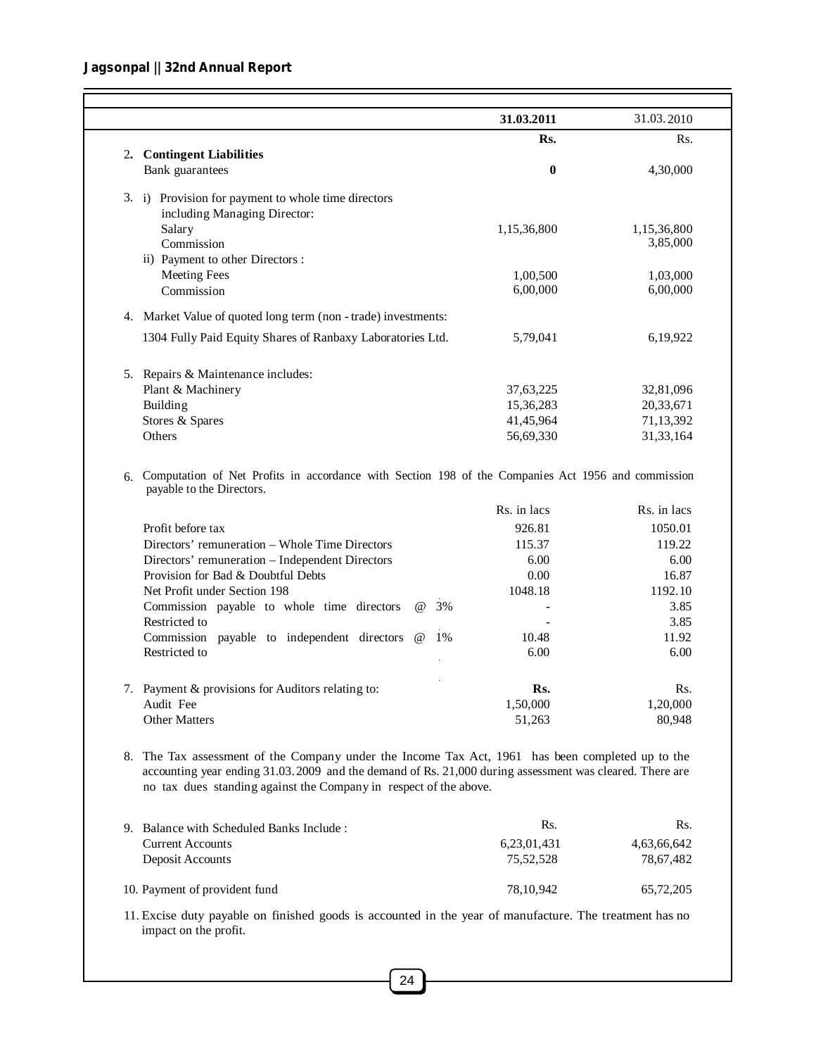| | 31.03.2011 | 31.03.2010 |
|---|---|---|
| | **Rs.** | Rs. |
| 2. **Contingent Liabilities** | | |
| Bank guarantees | **0** | 4,30,000 |
| 3. i) Provision for payment to whole time directors including Managing Director: | | |
| Salary | 1,15,36,800 | 1,15,36,800 |
| Commission | | 3,85,000 |
| ii) Payment to other Directors : | | |
| Meeting Fees | 1,00,500 | 1,03,000 |
| Commission | 6,00,000 | 6,00,000 |
| 4. Market Value of quoted long term (non - trade) investments: | | |
| 1304 Fully Paid Equity Shares of Ranbaxy Laboratories Ltd. | 5,79,041 | 6,19,922 |
| 5. Repairs & Maintenance includes: | | |
| Plant & Machinery | 37,63,225 | 32,81,096 |
| Building | 15,36,283 | 20,33,671 |
| Stores & Spares | 41,45,964 | 71,13,392 |
| Others | 56,69,330 | 31,33,164 |

6. Computation of Net Profits in accordance with Section 198 of the Companies Act 1956 and commission payable to the Directors.

| | Rs. in lacs | Rs. in lacs |
|---|---|---|
| Profit before tax | 926.81 | 1050.01 |
| Directors' remuneration – Whole Time Directors | 115.37 | 119.22 |
| Directors' remuneration – Independent Directors | 6.00 | 6.00 |
| Provision for Bad & Doubtful Debts | 0.00 | 16.87 |
| Net Profit under Section 198 | 1048.18 | 1192.10 |
| Commission payable to whole time directors @ 3% | - | 3.85 |
| Restricted to | - | 3.85 |
| Commission payable to independent directors @ 1% | 10.48 | 11.92 |
| Restricted to | 6.00 | 6.00 |

| | | |
|---|---|---|
| 7. Payment & provisions for Auditors relating to: | **Rs.** | Rs. |
| Audit Fee | 1,50,000 | 1,20,000 |
| Other Matters | 51,263 | 80,948 |

8. The Tax assessment of the Company under the Income Tax Act, 1961 has been completed up to the accounting year ending 31.03.2009 and the demand of Rs. 21,000 during assessment was cleared. There are no tax dues standing against the Company in respect of the above.

| | | |
|---|---|---|
| 9. Balance with Scheduled Banks Include : | Rs. | Rs. |
| Current Accounts | 6,23,01,431 | 4,63,66,642 |
| Deposit Accounts | 75,52,528 | 78,67,482 |
| 10. Payment of provident fund | 78,10,942 | 65,72,205 |

11. Excise duty payable on finished goods is accounted in the year of manufacture. The treatment has no impact on the profit.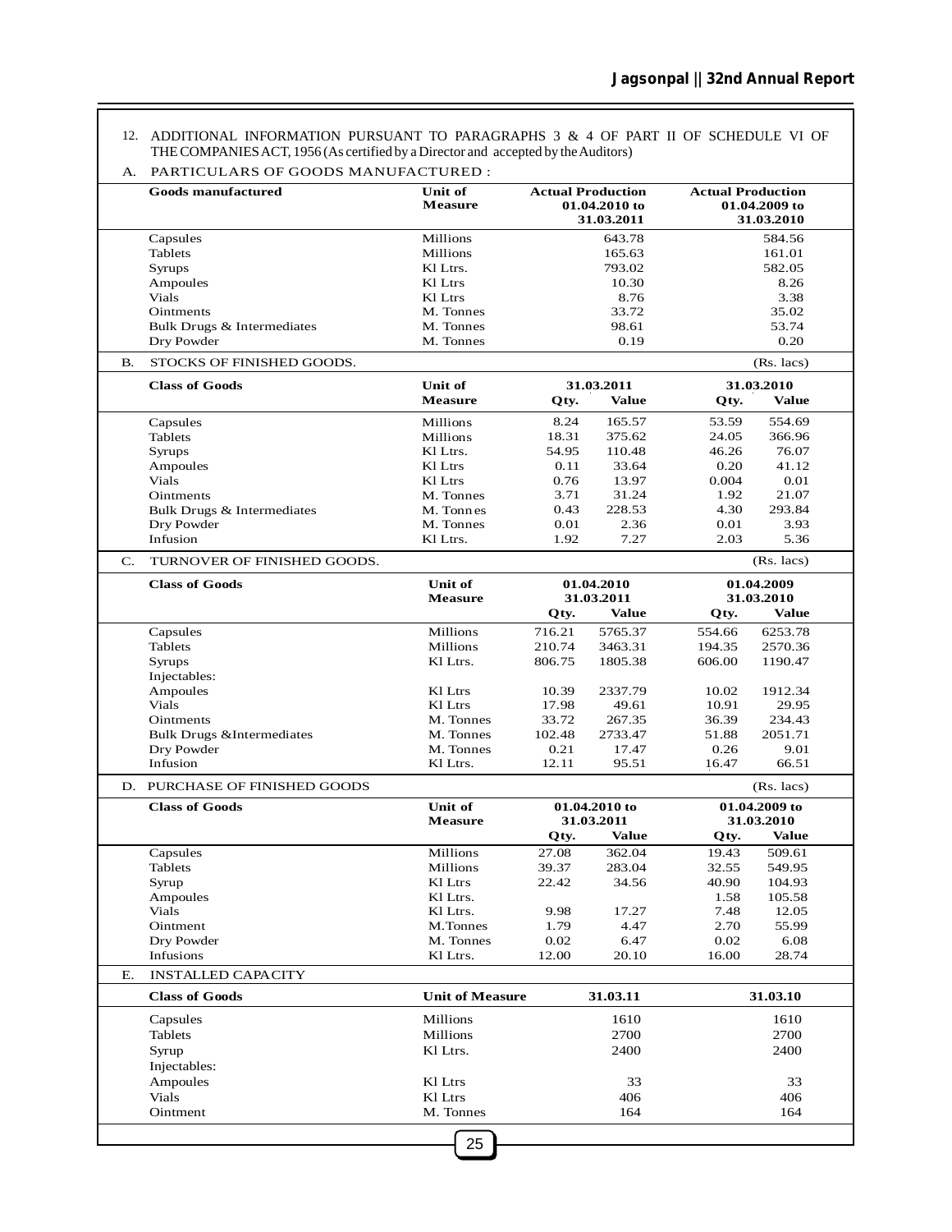12. ADDITIONAL INFORMATION PURSUANT TO PARAGRAPHS 3 & 4 OF PART II OF SCHEDULE VI OF THE COMPANIES ACT, 1956 (As certified by a Director and accepted by the Auditors)

A. PARTICULARS OF GOODS MANUFACTURED :

| Goods manufactured | Unit of Measure | Actual Production 01.04.2010 to 31.03.2011 | Actual Production 01.04.2009 to 31.03.2010 |
|---|---|---|---|
| Capsules | Millions | 643.78 | 584.56 |
| Tablets | Millions | 165.63 | 161.01 |
| Syrups | Kl Ltrs. | 793.02 | 582.05 |
| Ampoules | Kl Ltrs | 10.30 | 8.26 |
| Vials | Kl Ltrs | 8.76 | 3.38 |
| Ointments | M. Tonnes | 33.72 | 35.02 |
| Bulk Drugs & Intermediates | M. Tonnes | 98.61 | 53.74 |
| Dry Powder | M. Tonnes | 0.19 | 0.20 |

B. STOCKS OF FINISHED GOODS. (Rs. lacs)

| Class of Goods | Unit of Measure | 31.03.2011 | | 31.03.2010 | |
|---|---|---|---|---|---|
| | | Qty. | Value | Qty. | Value |
| Capsules | Millions | 8.24 | 165.57 | 53.59 | 554.69 |
| Tablets | Millions | 18.31 | 375.62 | 24.05 | 366.96 |
| Syrups | Kl Ltrs. | 54.95 | 110.48 | 46.26 | 76.07 |
| Ampoules | Kl Ltrs | 0.11 | 33.64 | 0.20 | 41.12 |
| Vials | Kl Ltrs | 0.76 | 13.97 | 0.004 | 0.01 |
| Ointments | M. Tonnes | 3.71 | 31.24 | 1.92 | 21.07 |
| Bulk Drugs & Intermediates | M. Tonnes | 0.43 | 228.53 | 4.30 | 293.84 |
| Dry Powder | M. Tonnes | 0.01 | 2.36 | 0.01 | 3.93 |
| Infusion | Kl Ltrs. | 1.92 | 7.27 | 2.03 | 5.36 |

C. TURNOVER OF FINISHED GOODS. (Rs. lacs)

| Class of Goods | Unit of Measure | 01.04.2010 31.03.2011 | | 01.04.2009 31.03.2010 | |
|---|---|---|---|---|---|
| | | Qty. | Value | Qty. | Value |
| Capsules | Millions | 716.21 | 5765.37 | 554.66 | 6253.78 |
| Tablets | Millions | 210.74 | 3463.31 | 194.35 | 2570.36 |
| Syrups | Kl Ltrs. | 806.75 | 1805.38 | 606.00 | 1190.47 |
| Injectables: | | | | | |
| Ampoules | Kl Ltrs | 10.39 | 2337.79 | 10.02 | 1912.34 |
| Vials | Kl Ltrs | 17.98 | 49.61 | 10.91 | 29.95 |
| Ointments | M. Tonnes | 33.72 | 267.35 | 36.39 | 234.43 |
| Bulk Drugs &Intermediates | M. Tonnes | 102.48 | 2733.47 | 51.88 | 2051.71 |
| Dry Powder | M. Tonnes | 0.21 | 17.47 | 0.26 | 9.01 |
| Infusion | Kl Ltrs. | 12.11 | 95.51 | 16.47 | 66.51 |

D. PURCHASE OF FINISHED GOODS (Rs. lacs)

| Class of Goods | Unit of Measure | 01.04.2010 to 31.03.2011 | | 01.04.2009 to 31.03.2010 | |
|---|---|---|---|---|---|
| | | Qty. | Value | Qty. | Value |
| Capsules | Millions | 27.08 | 362.04 | 19.43 | 509.61 |
| Tablets | Millions | 39.37 | 283.04 | 32.55 | 549.95 |
| Syrup | Kl Ltrs | 22.42 | 34.56 | 40.90 | 104.93 |
| Ampoules | Kl Ltrs. | | | 1.58 | 105.58 |
| Vials | Kl Ltrs. | 9.98 | 17.27 | 7.48 | 12.05 |
| Ointment | M.Tonnes | 1.79 | 4.47 | 2.70 | 55.99 |
| Dry Powder | M. Tonnes | 0.02 | 6.47 | 0.02 | 6.08 |
| Infusions | Kl Ltrs. | 12.00 | 20.10 | 16.00 | 28.74 |

E. INSTALLED CAPACITY

| Class of Goods | Unit of Measure | 31.03.11 | 31.03.10 |
|---|---|---|---|
| Capsules | Millions | 1610 | 1610 |
| Tablets | Millions | 2700 | 2700 |
| Syrup | Kl Ltrs. | 2400 | 2400 |
| Injectables: | | | |
| Ampoules | Kl Ltrs | 33 | 33 |
| Vials | Kl Ltrs | 406 | 406 |
| Ointment | M. Tonnes | 164 | 164 |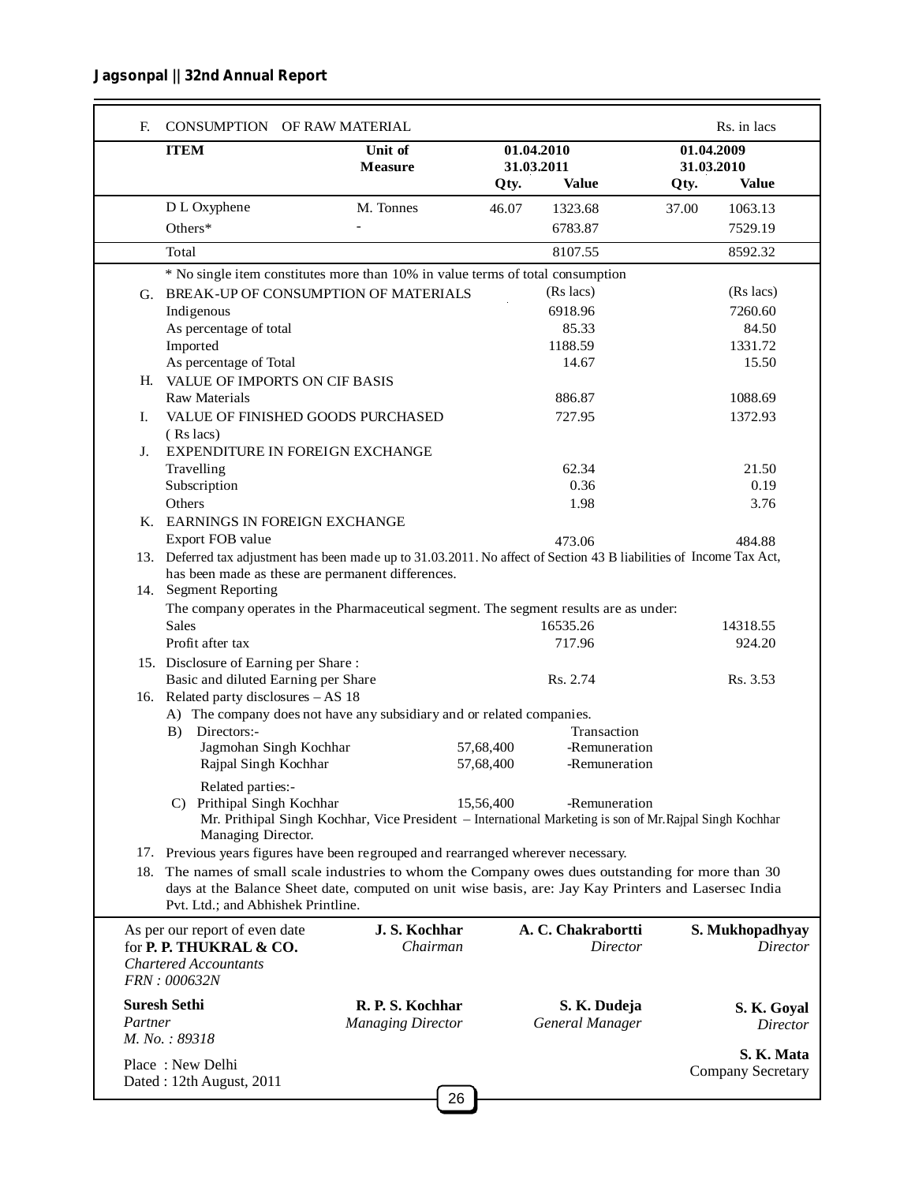| F. | CONSUMPTION OF RAW MATERIAL | | | | | Rs. in lacs |
|---|---|---|---|---|---|---|
| | **ITEM** | **Unit of Measure** | **01.04.2010 31.03.2011** | | **01.04.2009 31.03.2010** | |
| | | | **Qty.** | **Value** | **Qty.** | **Value** |
| | D L Oxyphene | M. Tonnes | 46.07 | 1323.68 | 37.00 | 1063.13 |
| | Others* | - | | 6783.87 | | 7529.19 |
| | Total | | | 8107.55 | | 8592.32 |

\* No single item constitutes more than 10% in value terms of total consumption

| | | | |
|---|---|---|---|
| G. | BREAK-UP OF CONSUMPTION OF MATERIALS | (Rs lacs) | (Rs lacs) |
| | Indigenous | 6918.96 | 7260.60 |
| | As percentage of total | 85.33 | 84.50 |
| | Imported | 1188.59 | 1331.72 |
| | As percentage of Total | 14.67 | 15.50 |
| H. | VALUE OF IMPORTS ON CIF BASIS | | |
| | Raw Materials | 886.87 | 1088.69 |
| I. | VALUE OF FINISHED GOODS PURCHASED ( Rs lacs) | 727.95 | 1372.93 |
| J. | EXPENDITURE IN FOREIGN EXCHANGE | | |
| | Travelling | 62.34 | 21.50 |
| | Subscription | 0.36 | 0.19 |
| | Others | 1.98 | 3.76 |
| K. | EARNINGS IN FOREIGN EXCHANGE | | |
| | Export FOB value | 473.06 | 484.88 |

13. Deferred tax adjustment has been made up to 31.03.2011. No affect of Section 43 B liabilities of Income Tax Act, has been made as these are permanent differences.

14. Segment Reporting

    The company operates in the Pharmaceutical segment. The segment results are as under:

| | | |
|---|---|---|
| Sales | 16535.26 | 14318.55 |
| Profit after tax | 717.96 | 924.20 |

15. Disclosure of Earning per Share :

| | | |
|---|---|---|
| Basic and diluted Earning per Share | Rs. 2.74 | Rs. 3.53 |

16. Related party disclosures – AS 18

    A) The company does not have any subsidiary and or related companies.

    B) Directors:-

| | | Transaction |
|---|---|---|
| Jagmohan Singh Kochhar | 57,68,400 | -Remuneration |
| Rajpal Singh Kochhar | 57,68,400 | -Remuneration |

    Related parties:-

| | | |
|---|---|---|
| C) Prithipal Singh Kochhar | 15,56,400 | -Remuneration |

    Mr. Prithipal Singh Kochhar, Vice President – International Marketing is son of Mr.Rajpal Singh Kochhar Managing Director.

17. Previous years figures have been regrouped and rearranged wherever necessary.

18. The names of small scale industries to whom the Company owes dues outstanding for more than 30 days at the Balance Sheet date, computed on unit wise basis, are: Jay Kay Printers and Lasersec India Pvt. Ltd.; and Abhishek Printline.

As per our report of even date
for **P. P. THUKRAL & CO.**
*Chartered Accountants*
*FRN : 000632N*

**Suresh Sethi**
*Partner*
*M. No. : 89318*

Place : New Delhi
Dated : 12th August, 2011

**J. S. Kochhar** — *Chairman*

**R. P. S. Kochhar** — *Managing Director*

**A. C. Chakrabortti** — *Director*

**S. K. Dudeja** — *General Manager*

**S. Mukhopadhyay** — *Director*

**S. K. Goyal** — *Director*

**S. K. Mata** — Company Secretary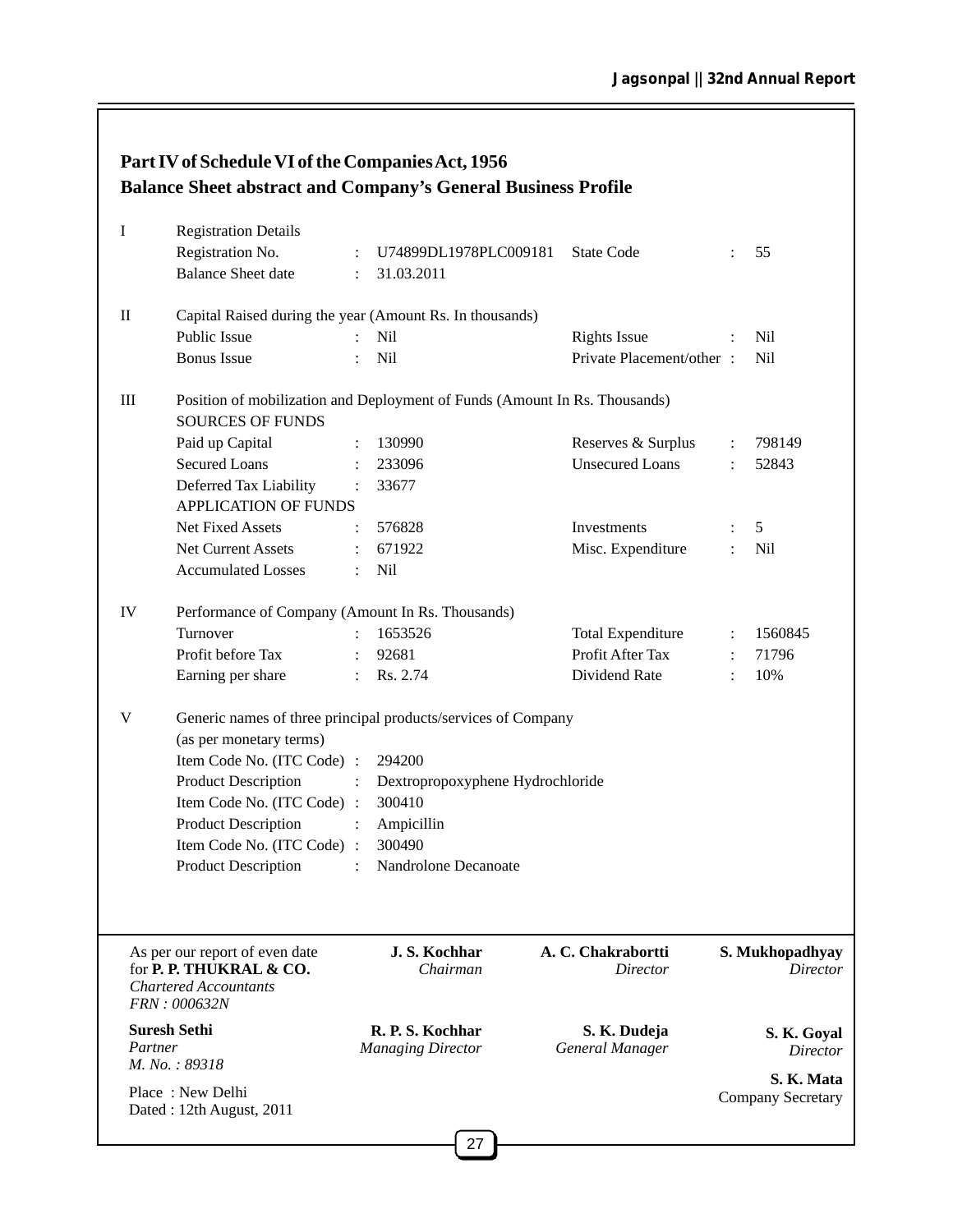## Part IV of Schedule VI of the Companies Act, 1956
## Balance Sheet abstract and Company's General Business Profile

**I Registration Details**

| | | | | | |
|---|---|---|---|---|---|
| Registration No. | : | U74899DL1978PLC009181 | State Code | : | 55 |
| Balance Sheet date | : | 31.03.2011 | | | |

**II Capital Raised during the year (Amount Rs. In thousands)**

| | | | | | |
|---|---|---|---|---|---|
| Public Issue | : | Nil | Rights Issue | : | Nil |
| Bonus Issue | : | Nil | Private Placement/other | : | Nil |

**III Position of mobilization and Deployment of Funds (Amount In Rs. Thousands)**

SOURCES OF FUNDS

| | | | | | |
|---|---|---|---|---|---|
| Paid up Capital | : | 130990 | Reserves & Surplus | : | 798149 |
| Secured Loans | : | 233096 | Unsecured Loans | : | 52843 |
| Deferred Tax Liability | : | 33677 | | | |

APPLICATION OF FUNDS

| | | | | | |
|---|---|---|---|---|---|
| Net Fixed Assets | : | 576828 | Investments | : | 5 |
| Net Current Assets | : | 671922 | Misc. Expenditure | : | Nil |
| Accumulated Losses | : | Nil | | | |

**IV Performance of Company (Amount In Rs. Thousands)**

| | | | | | |
|---|---|---|---|---|---|
| Turnover | : | 1653526 | Total Expenditure | : | 1560845 |
| Profit before Tax | : | 92681 | Profit After Tax | : | 71796 |
| Earning per share | : | Rs. 2.74 | Dividend Rate | : | 10% |

**V Generic names of three principal products/services of Company (as per monetary terms)**

| | | |
|---|---|---|
| Item Code No. (ITC Code) | : | 294200 |
| Product Description | : | Dextropropoxyphene Hydrochloride |
| Item Code No. (ITC Code) | : | 300410 |
| Product Description | : | Ampicillin |
| Item Code No. (ITC Code) | : | 300490 |
| Product Description | : | Nandrolone Decanoate |

As per our report of even date
for **P. P. THUKRAL & CO.**
*Chartered Accountants*
*FRN : 000632N*

**Suresh Sethi**
*Partner*
*M. No. : 89318*

Place : New Delhi
Dated : 12th August, 2011

**J. S. Kochhar**
*Chairman*

**R. P. S. Kochhar**
*Managing Director*

**A. C. Chakrabortti**
*Director*

**S. K. Dudeja**
*General Manager*

**S. Mukhopadhyay**
*Director*

**S. K. Goyal**
*Director*

**S. K. Mata**
Company Secretary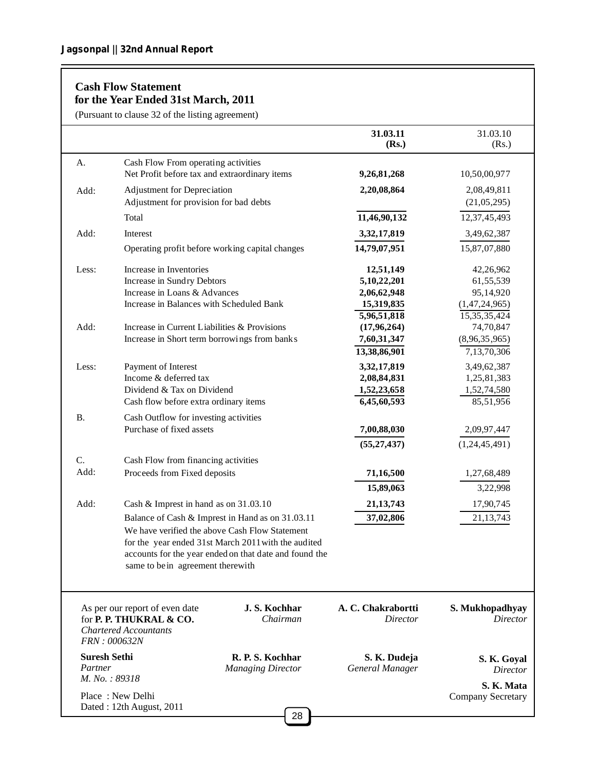## Cash Flow Statement
## for the Year Ended 31st March, 2011

(Pursuant to clause 32 of the listing agreement)

| | | **31.03.11 (Rs.)** | 31.03.10 (Rs.) |
|---|---|---|---|
| A. | Cash Flow From operating activities | | |
| | Net Profit before tax and extraordinary items | **9,26,81,268** | 10,50,00,977 |
| Add: | Adjustment for Depreciation | **2,20,08,864** | 2,08,49,811 |
| | Adjustment for provision for bad debts | | (21,05,295) |
| | Total | **11,46,90,132** | 12,37,45,493 |
| Add: | Interest | **3,32,17,819** | 3,49,62,387 |
| | Operating profit before working capital changes | **14,79,07,951** | 15,87,07,880 |
| Less: | Increase in Inventories | **12,51,149** | 42,26,962 |
| | Increase in Sundry Debtors | **5,10,22,201** | 61,55,539 |
| | Increase in Loans & Advances | **2,06,62,948** | 95,14,920 |
| | Increase in Balances with Scheduled Bank | **15,319,835** | (1,47,24,965) |
| | | **5,96,51,818** | 15,35,35,424 |
| Add: | Increase in Current Liabilities & Provisions | **(17,96,264)** | 74,70,847 |
| | Increase in Short term borrowings from banks | **7,60,31,347** | (8,96,35,965) |
| | | **13,38,86,901** | 7,13,70,306 |
| Less: | Payment of Interest | **3,32,17,819** | 3,49,62,387 |
| | Income & deferred tax | **2,08,84,831** | 1,25,81,383 |
| | Dividend & Tax on Dividend | **1,52,23,658** | 1,52,74,580 |
| | Cash flow before extra ordinary items | **6,45,60,593** | 85,51,956 |
| B. | Cash Outflow for investing activities | | |
| | Purchase of fixed assets | **7,00,88,030** | 2,09,97,447 |
| | | **(55,27,437)** | (1,24,45,491) |
| C. | Cash Flow from financing activities | | |
| Add: | Proceeds from Fixed deposits | **71,16,500** | 1,27,68,489 |
| | | **15,89,063** | 3,22,998 |
| Add: | Cash & Imprest in hand as on 31.03.10 | **21,13,743** | 17,90,745 |
| | Balance of Cash & Imprest in Hand as on 31.03.11 | **37,02,806** | 21,13,743 |

We have verified the above Cash Flow Statement for the year ended 31st March 2011 with the audited accounts for the year ended on that date and found the same to be in agreement therewith

As per our report of even date
for **P. P. THUKRAL & CO.**
*Chartered Accountants*
*FRN : 000632N*

**Suresh Sethi**
*Partner*
*M. No. : 89318*

Place : New Delhi
Dated : 12th August, 2011

**J. S. Kochhar**
*Chairman*

**R. P. S. Kochhar**
*Managing Director*

**A. C. Chakrabortti**
*Director*

**S. K. Dudeja**
*General Manager*

**S. Mukhopadhyay**
*Director*

**S. K. Goyal**
*Director*

**S. K. Mata**
Company Secretary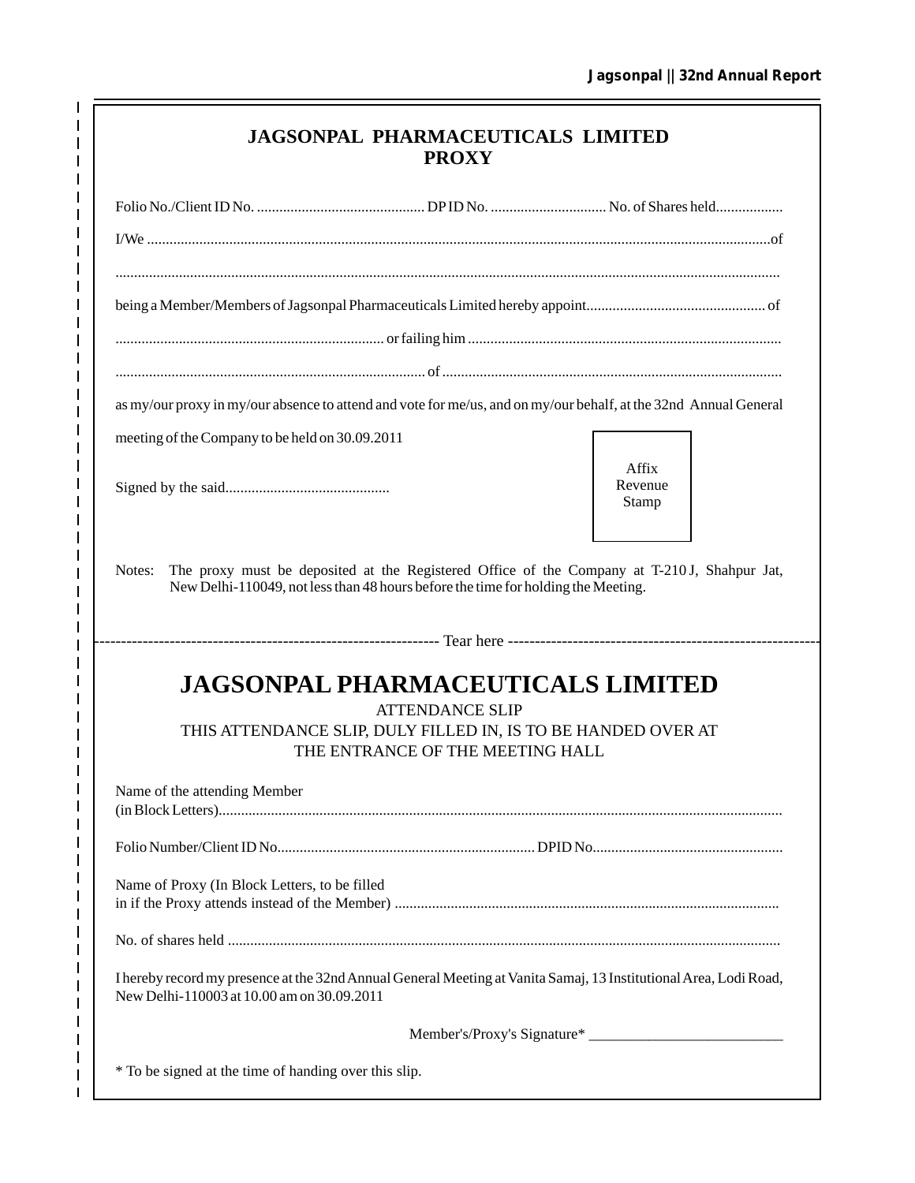# JAGSONPAL PHARMACEUTICALS LIMITED

## PROXY

Folio No./Client ID No. ............................................ DP ID No. ............................... No. of Shares held..................

I/We ......................................................................................................................................................................of

.................................................................................................................................................................................

being a Member/Members of Jagsonpal Pharmaceuticals Limited hereby appoint................................................ of

........................................................................ or failing him ...................................................................................

.................................................................................. of ..........................................................................................

as my/our proxy in my/our absence to attend and vote for me/us, and on my/our behalf, at the 32nd Annual General meeting of the Company to be held on 30.09.2011

Signed by the said............................................

Affix Revenue Stamp

Notes: The proxy must be deposited at the Registered Office of the Company at T-210 J, Shahpur Jat, New Delhi-110049, not less than 48 hours before the time for holding the Meeting.

---------------------------------------------------------------- Tear here ----------------------------------------------------------------

# JAGSONPAL PHARMACEUTICALS LIMITED

ATTENDANCE SLIP

THIS ATTENDANCE SLIP, DULY FILLED IN, IS TO BE HANDED OVER AT THE ENTRANCE OF THE MEETING HALL

Name of the attending Member
(in Block Letters).....................................................................................................................................................

Folio Number/Client ID No..................................................................... DPID No..................................................

Name of Proxy (In Block Letters, to be filled
in if the Proxy attends instead of the Member) .....................................................................................................

No. of shares held .................................................................................................................................................

I hereby record my presence at the 32nd Annual General Meeting at Vanita Samaj, 13 Institutional Area, Lodi Road, New Delhi-110003 at 10.00 am on 30.09.2011

Member's/Proxy's Signature* ___________________________

* To be signed at the time of handing over this slip.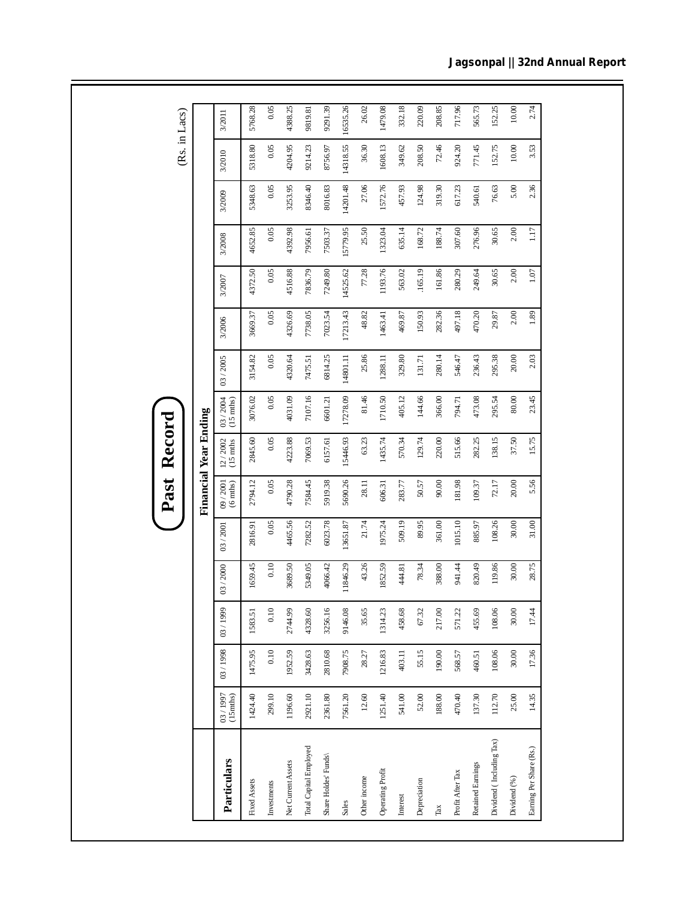# Past Record

(Rs. in Lacs)

| Particulars | Financial Year Ending | | | | | | | | | | | | | |
|---|---|---|---|---|---|---|---|---|---|---|---|---|---|---|
| | 03 / 1997 (15mths) | 03 / 1998 | 03 / 1999 | 03 / 2000 | 03 / 2001 | 09 / 2001 (6 mths) | 12 / 2002 (15 mths | 03 / 2004 (15 mths) | 03 / 2005 | 3/2006 | 3/2007 | 3/2008 | 3/2009 | 3/2010 | 3/2011 |
| Fixed Assets | 1424.40 | 1475.95 | 1583.51 | 1659.45 | 2816.91 | 2794.12 | 2845.60 | 3076.02 | 3154.82 | 3669.37 | 4372.50 | 4652.85 | 5348.63 | 5318.80 | 5768.28 |
| Investments | 299.10 | 0.10 | 0.10 | 0.10 | 0.05 | 0.05 | 0.05 | 0.05 | 0.05 | 0.05 | 0.05 | 0.05 | 0.05 | 0.05 | 0.05 |
| Net Current Assets | 1196.60 | 1952.59 | 2744.99 | 3689.50 | 4465.56 | 4790.28 | 4223.88 | 4031.09 | 4320.64 | 4326.69 | 4516.88 | 4392.98 | 3253.95 | 4204.95 | 4388.25 |
| Total Capital Employed | 2921.10 | 3428.63 | 4328.60 | 5349.05 | 7282.52 | 7584.45 | 7069.53 | 7107.16 | 7475.51 | 7738.05 | 7836.79 | 7956.61 | 8346.40 | 9214.23 | 9819.81 |
| Share Holdes' Funds\ | 2361.80 | 2810.68 | 3256.16 | 4066.42 | 6023.78 | 5919.38 | 6157.61 | 6601.21 | 6814.25 | 7023.54 | 7249.80 | 7503.37 | 8016.83 | 8756.97 | 9291.39 |
| Sales | 7561.20 | 7908.75 | 9146.08 | 11846.29 | 13651.87 | 5690.26 | 15446.93 | 17278.09 | 14801.11 | 17213.43 | 14525.62 | 15779.95 | 14201.48 | 14318.55 | 16535.26 |
| Other income | 12.60 | 28.27 | 35.65 | 43.26 | 21.74 | 28.11 | 63.23 | 81.46 | 25.86 | 48.82 | 77.28 | 25.50 | 27.06 | 36.30 | 26.02 |
| Operating Profit | 1251.40 | 1216.83 | 1314.23 | 1852.59 | 1975.24 | 606.31 | 1435.74 | 1710.50 | 1288.11 | 1463.41 | 1193.76 | 1323.04 | 1572.76 | 1608.13 | 1479.08 |
| Interest | 541.00 | 403.11 | 458.68 | 444.81 | 509.19 | 283.77 | 570.34 | 405.12 | 329.80 | 469.87 | 563.02 | 635.14 | 457.93 | 349.62 | 332.18 |
| Depreciation | 52.00 | 55.15 | 67.32 | 78.34 | 89.95 | 50.57 | 129.74 | 144.66 | 131.71 | 150.93 | 165.19 | 168.72 | 124.98 | 208.50 | 220.09 |
| Tax | 188.00 | 190.00 | 217.00 | 388.00 | 361.00 | 90.00 | 220.00 | 366.00 | 280.14 | 282.36 | 161.86 | 188.74 | 319.30 | 72.46 | 208.85 |
| Profit After Tax | 470.40 | 568.57 | 571.22 | 941.44 | 1015.10 | 181.98 | 515.66 | 794.71 | 546.47 | 497.18 | 280.29 | 307.60 | 617.23 | 924.20 | 717.96 |
| Retained Earnings | 137.30 | 460.51 | 455.69 | 820.49 | 885.97 | 109.37 | 282.25 | 473.08 | 236.43 | 470.20 | 249.64 | 276.96 | 540.61 | 771.45 | 565.73 |
| Dividend ( Including Tax) | 112.70 | 108.06 | 108.06 | 119.86 | 108.26 | 72.17 | 138.15 | 295.54 | 295.38 | 29.87 | 30.65 | 30.65 | 76.63 | 152.75 | 152.25 |
| Dividend (%) | 25.00 | 30.00 | 30.00 | 30.00 | 30.00 | 20.00 | 37.50 | 80.00 | 20.00 | 2.00 | 2.00 | 2.00 | 5.00 | 10.00 | 10.00 |
| Earning Per Share (Rs.) | 14.35 | 17.36 | 17.44 | 28.75 | 31.00 | 5.56 | 15.75 | 23.45 | 2.03 | 1.89 | 1.07 | 1.17 | 2.36 | 3.53 | 2.74 |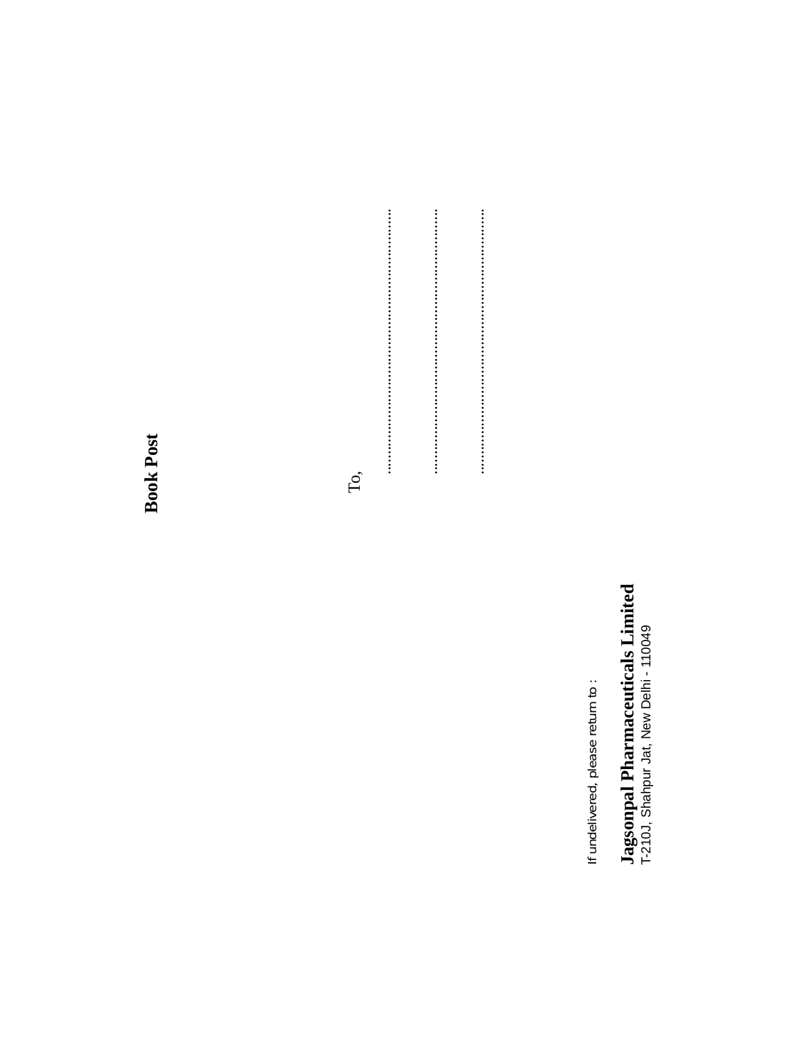**Book Post**

To,

..........................................................................

..........................................................................

..........................................................................

If undelivered, please return to :

**Jagsonpal Pharmaceuticals Limited**
T-210J, Shahpur Jat, New Delhi - 110049